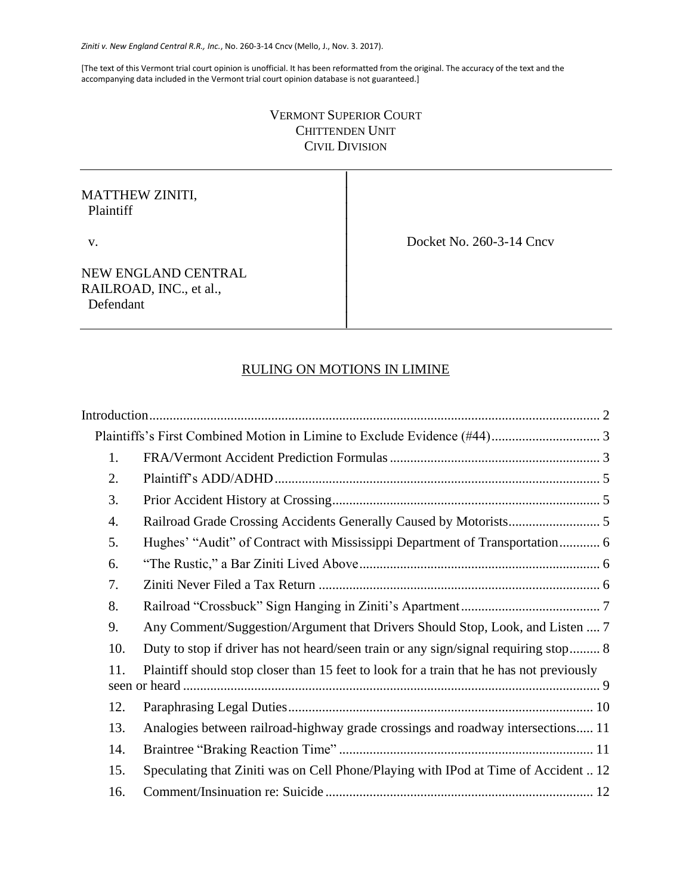*Ziniti v. New England Central R.R., Inc.*, No. 260-3-14 Cncv (Mello, J., Nov. 3. 2017).

[The text of this Vermont trial court opinion is unofficial. It has been reformatted from the original. The accuracy of the text and the accompanying data included in the Vermont trial court opinion database is not guaranteed.]

VERMONT SUPERIOR COURT
CHITTENDEN UNIT
CIVIL DIVISION

| | |
|---|---|
| MATTHEW ZINITI,<br>Plaintiff<br><br>v.<br><br>NEW ENGLAND CENTRAL RAILROAD, INC., et al.,<br>Defendant | Docket No. 260-3-14 Cncv |

## RULING ON MOTIONS IN LIMINE

Introduction ........ 2

Plaintiffs's First Combined Motion in Limine to Exclude Evidence (#44) ........ 3

1. FRA/Vermont Accident Prediction Formulas ........ 3
2. Plaintiff's ADD/ADHD ........ 5
3. Prior Accident History at Crossing ........ 5
4. Railroad Grade Crossing Accidents Generally Caused by Motorists ........ 5
5. Hughes' "Audit" of Contract with Mississippi Department of Transportation ........ 6
6. "The Rustic," a Bar Ziniti Lived Above ........ 6
7. Ziniti Never Filed a Tax Return ........ 6
8. Railroad "Crossbuck" Sign Hanging in Ziniti's Apartment ........ 7
9. Any Comment/Suggestion/Argument that Drivers Should Stop, Look, and Listen ........ 7
10. Duty to stop if driver has not heard/seen train or any sign/signal requiring stop ........ 8
11. Plaintiff should stop closer than 15 feet to look for a train that he has not previously seen or heard ........ 9
12. Paraphrasing Legal Duties ........ 10
13. Analogies between railroad-highway grade crossings and roadway intersections ........ 11
14. Braintree "Braking Reaction Time" ........ 11
15. Speculating that Ziniti was on Cell Phone/Playing with IPod at Time of Accident ........ 12
16. Comment/Insinuation re: Suicide ........ 12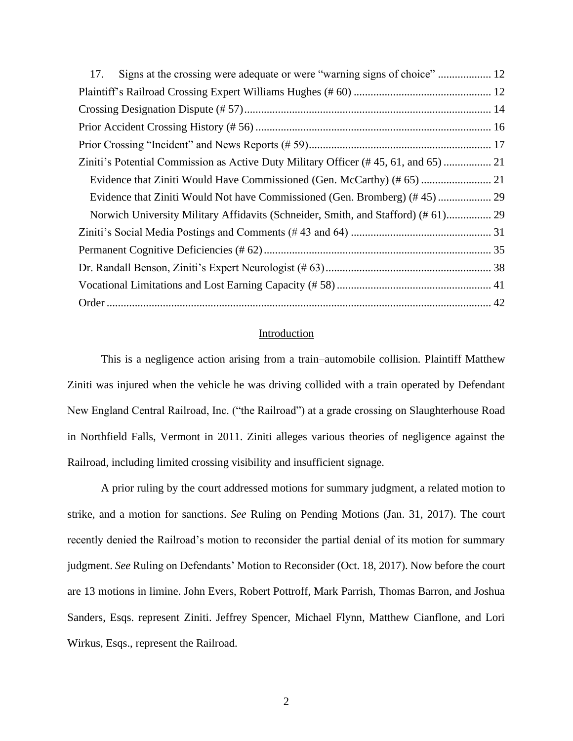17. Signs at the crossing were adequate or were "warning signs of choice" .................. 12

Plaintiff's Railroad Crossing Expert Williams Hughes (# 60) ................................................ 12

Crossing Designation Dispute (# 57)....................................................................................... 14

Prior Accident Crossing History (# 56) ................................................................................... 16

Prior Crossing "Incident" and News Reports (# 59)................................................................ 17

Ziniti's Potential Commission as Active Duty Military Officer (# 45, 61, and 65) ................ 21

Evidence that Ziniti Would Have Commissioned (Gen. McCarthy) (# 65) ......................... 21

Evidence that Ziniti Would Not have Commissioned (Gen. Bromberg) (# 45).................. 29

Norwich University Military Affidavits (Schneider, Smith, and Stafford) (# 61)................ 29

Ziniti's Social Media Postings and Comments (# 43 and 64) ................................................. 31

Permanent Cognitive Deficiencies (# 62)................................................................................ 35

Dr. Randall Benson, Ziniti's Expert Neurologist (# 63)........................................................... 38

Vocational Limitations and Lost Earning Capacity (# 58)....................................................... 41

Order ....................................................................................................................................... 42

## Introduction

This is a negligence action arising from a train–automobile collision. Plaintiff Matthew Ziniti was injured when the vehicle he was driving collided with a train operated by Defendant New England Central Railroad, Inc. ("the Railroad") at a grade crossing on Slaughterhouse Road in Northfield Falls, Vermont in 2011. Ziniti alleges various theories of negligence against the Railroad, including limited crossing visibility and insufficient signage.

A prior ruling by the court addressed motions for summary judgment, a related motion to strike, and a motion for sanctions. *See* Ruling on Pending Motions (Jan. 31, 2017). The court recently denied the Railroad's motion to reconsider the partial denial of its motion for summary judgment. *See* Ruling on Defendants' Motion to Reconsider (Oct. 18, 2017). Now before the court are 13 motions in limine. John Evers, Robert Pottroff, Mark Parrish, Thomas Barron, and Joshua Sanders, Esqs. represent Ziniti. Jeffrey Spencer, Michael Flynn, Matthew Cianflone, and Lori Wirkus, Esqs., represent the Railroad.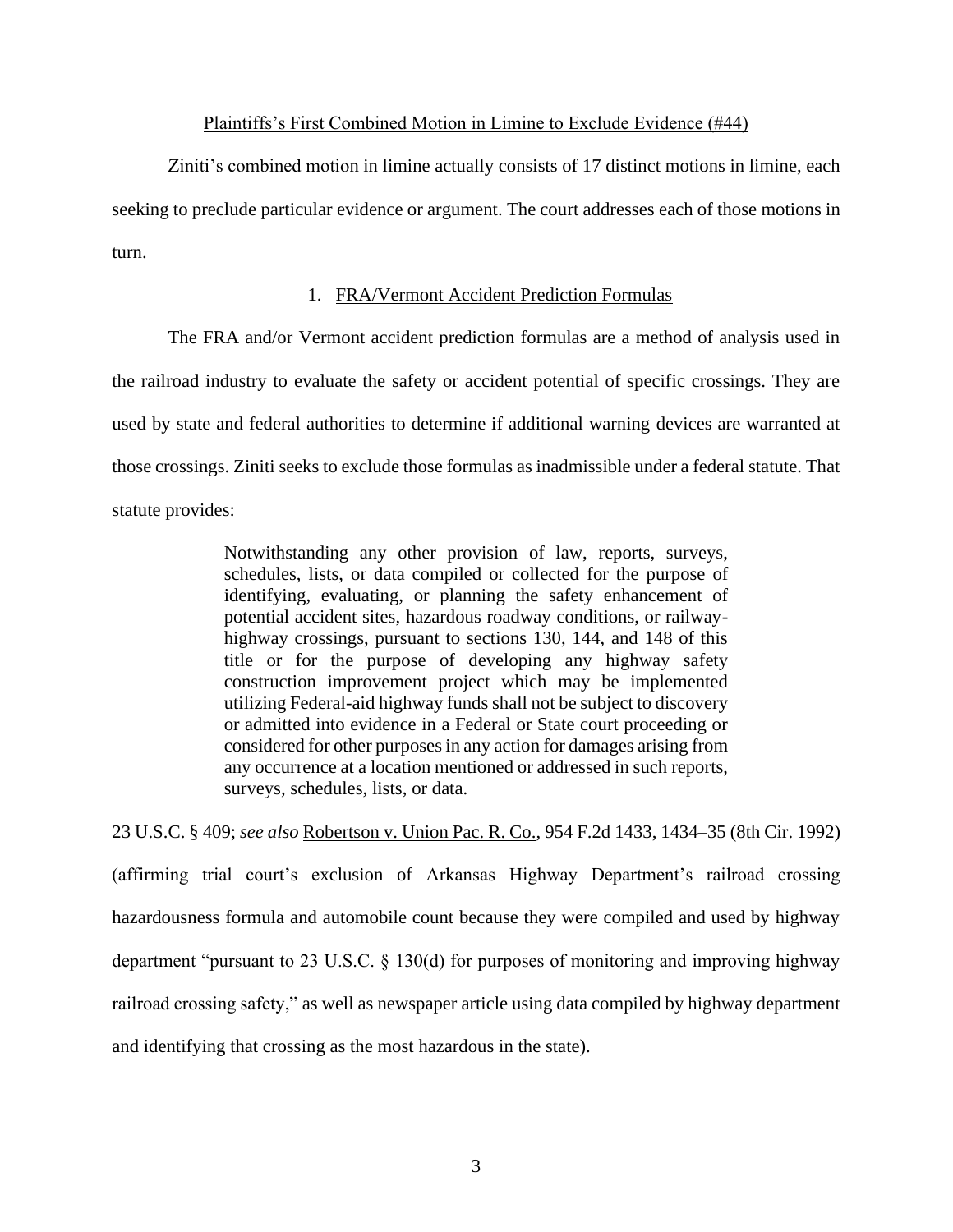<u>Plaintiffs's First Combined Motion in Limine to Exclude Evidence (#44)</u>

Ziniti's combined motion in limine actually consists of 17 distinct motions in limine, each seeking to preclude particular evidence or argument. The court addresses each of those motions in turn.

1. <u>FRA/Vermont Accident Prediction Formulas</u>

The FRA and/or Vermont accident prediction formulas are a method of analysis used in the railroad industry to evaluate the safety or accident potential of specific crossings. They are used by state and federal authorities to determine if additional warning devices are warranted at those crossings. Ziniti seeks to exclude those formulas as inadmissible under a federal statute. That statute provides:

> Notwithstanding any other provision of law, reports, surveys, schedules, lists, or data compiled or collected for the purpose of identifying, evaluating, or planning the safety enhancement of potential accident sites, hazardous roadway conditions, or railway-highway crossings, pursuant to sections 130, 144, and 148 of this title or for the purpose of developing any highway safety construction improvement project which may be implemented utilizing Federal-aid highway funds shall not be subject to discovery or admitted into evidence in a Federal or State court proceeding or considered for other purposes in any action for damages arising from any occurrence at a location mentioned or addressed in such reports, surveys, schedules, lists, or data.

23 U.S.C. § 409; *see also* <u>Robertson v. Union Pac. R. Co.</u>, 954 F.2d 1433, 1434–35 (8th Cir. 1992) (affirming trial court's exclusion of Arkansas Highway Department's railroad crossing hazardousness formula and automobile count because they were compiled and used by highway department "pursuant to 23 U.S.C. § 130(d) for purposes of monitoring and improving highway railroad crossing safety," as well as newspaper article using data compiled by highway department and identifying that crossing as the most hazardous in the state).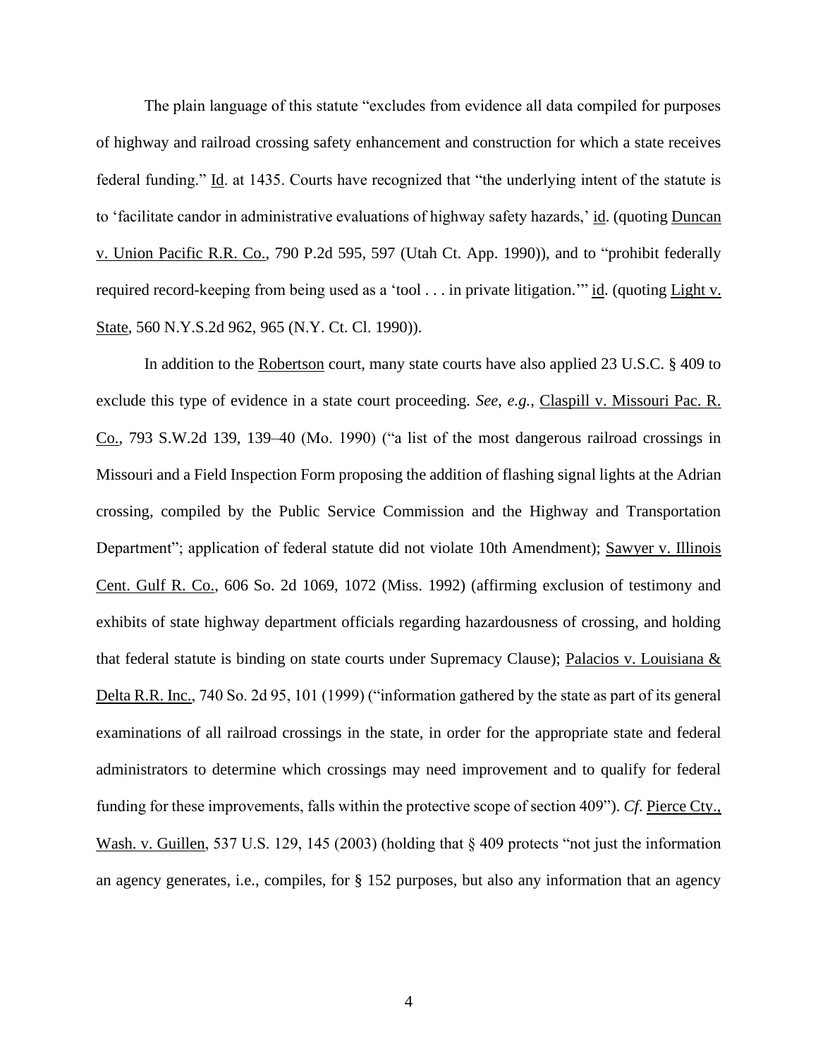The plain language of this statute "excludes from evidence all data compiled for purposes of highway and railroad crossing safety enhancement and construction for which a state receives federal funding." Id. at 1435. Courts have recognized that "the underlying intent of the statute is to 'facilitate candor in administrative evaluations of highway safety hazards,' id. (quoting Duncan v. Union Pacific R.R. Co., 790 P.2d 595, 597 (Utah Ct. App. 1990)), and to "prohibit federally required record-keeping from being used as a 'tool . . . in private litigation.'" id. (quoting Light v. State, 560 N.Y.S.2d 962, 965 (N.Y. Ct. Cl. 1990)).

In addition to the Robertson court, many state courts have also applied 23 U.S.C. § 409 to exclude this type of evidence in a state court proceeding. *See, e.g.*, Claspill v. Missouri Pac. R. Co., 793 S.W.2d 139, 139–40 (Mo. 1990) ("a list of the most dangerous railroad crossings in Missouri and a Field Inspection Form proposing the addition of flashing signal lights at the Adrian crossing, compiled by the Public Service Commission and the Highway and Transportation Department"; application of federal statute did not violate 10th Amendment); Sawyer v. Illinois Cent. Gulf R. Co., 606 So. 2d 1069, 1072 (Miss. 1992) (affirming exclusion of testimony and exhibits of state highway department officials regarding hazardousness of crossing, and holding that federal statute is binding on state courts under Supremacy Clause); Palacios v. Louisiana & Delta R.R. Inc., 740 So. 2d 95, 101 (1999) ("information gathered by the state as part of its general examinations of all railroad crossings in the state, in order for the appropriate state and federal administrators to determine which crossings may need improvement and to qualify for federal funding for these improvements, falls within the protective scope of section 409"). *Cf*. Pierce Cty., Wash. v. Guillen, 537 U.S. 129, 145 (2003) (holding that § 409 protects "not just the information an agency generates, i.e., compiles, for § 152 purposes, but also any information that an agency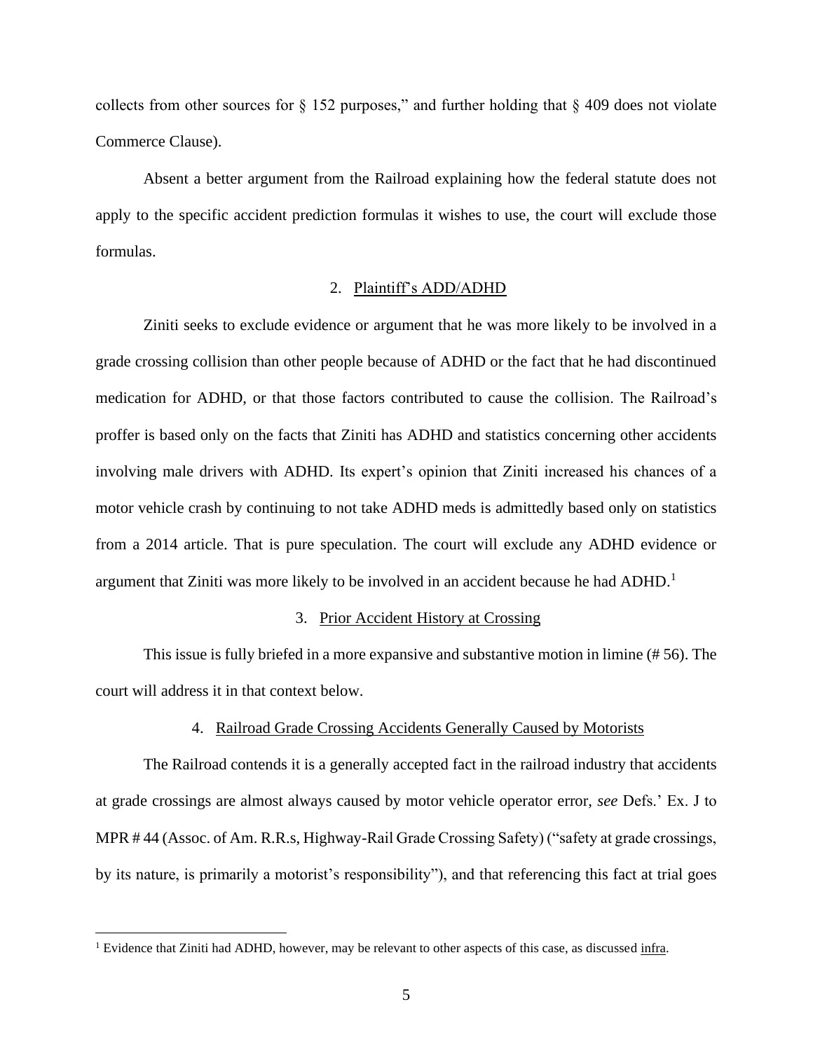collects from other sources for § 152 purposes," and further holding that § 409 does not violate Commerce Clause).

Absent a better argument from the Railroad explaining how the federal statute does not apply to the specific accident prediction formulas it wishes to use, the court will exclude those formulas.

2. Plaintiff's ADD/ADHD

Ziniti seeks to exclude evidence or argument that he was more likely to be involved in a grade crossing collision than other people because of ADHD or the fact that he had discontinued medication for ADHD, or that those factors contributed to cause the collision. The Railroad's proffer is based only on the facts that Ziniti has ADHD and statistics concerning other accidents involving male drivers with ADHD. Its expert's opinion that Ziniti increased his chances of a motor vehicle crash by continuing to not take ADHD meds is admittedly based only on statistics from a 2014 article. That is pure speculation. The court will exclude any ADHD evidence or argument that Ziniti was more likely to be involved in an accident because he had ADHD.[1]

3. Prior Accident History at Crossing

This issue is fully briefed in a more expansive and substantive motion in limine (# 56). The court will address it in that context below.

4. Railroad Grade Crossing Accidents Generally Caused by Motorists

The Railroad contends it is a generally accepted fact in the railroad industry that accidents at grade crossings are almost always caused by motor vehicle operator error, *see* Defs.' Ex. J to MPR # 44 (Assoc. of Am. R.R.s, Highway-Rail Grade Crossing Safety) ("safety at grade crossings, by its nature, is primarily a motorist's responsibility"), and that referencing this fact at trial goes

[1] Evidence that Ziniti had ADHD, however, may be relevant to other aspects of this case, as discussed infra.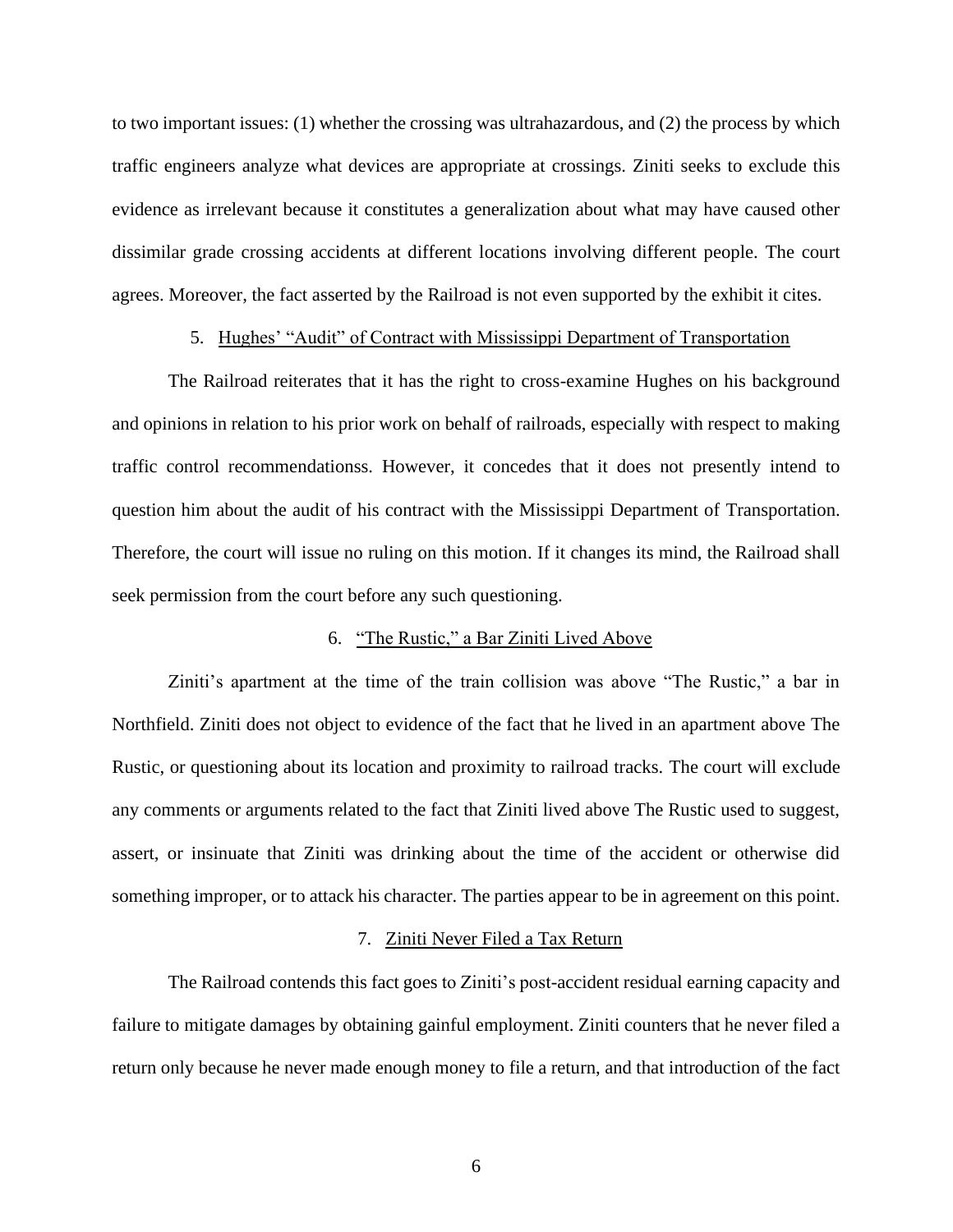to two important issues: (1) whether the crossing was ultrahazardous, and (2) the process by which traffic engineers analyze what devices are appropriate at crossings. Ziniti seeks to exclude this evidence as irrelevant because it constitutes a generalization about what may have caused other dissimilar grade crossing accidents at different locations involving different people. The court agrees. Moreover, the fact asserted by the Railroad is not even supported by the exhibit it cites.

5. Hughes' "Audit" of Contract with Mississippi Department of Transportation

The Railroad reiterates that it has the right to cross-examine Hughes on his background and opinions in relation to his prior work on behalf of railroads, especially with respect to making traffic control recommendationss. However, it concedes that it does not presently intend to question him about the audit of his contract with the Mississippi Department of Transportation. Therefore, the court will issue no ruling on this motion. If it changes its mind, the Railroad shall seek permission from the court before any such questioning.

6. "The Rustic," a Bar Ziniti Lived Above

Ziniti's apartment at the time of the train collision was above "The Rustic," a bar in Northfield. Ziniti does not object to evidence of the fact that he lived in an apartment above The Rustic, or questioning about its location and proximity to railroad tracks. The court will exclude any comments or arguments related to the fact that Ziniti lived above The Rustic used to suggest, assert, or insinuate that Ziniti was drinking about the time of the accident or otherwise did something improper, or to attack his character. The parties appear to be in agreement on this point.

7. Ziniti Never Filed a Tax Return

The Railroad contends this fact goes to Ziniti's post-accident residual earning capacity and failure to mitigate damages by obtaining gainful employment. Ziniti counters that he never filed a return only because he never made enough money to file a return, and that introduction of the fact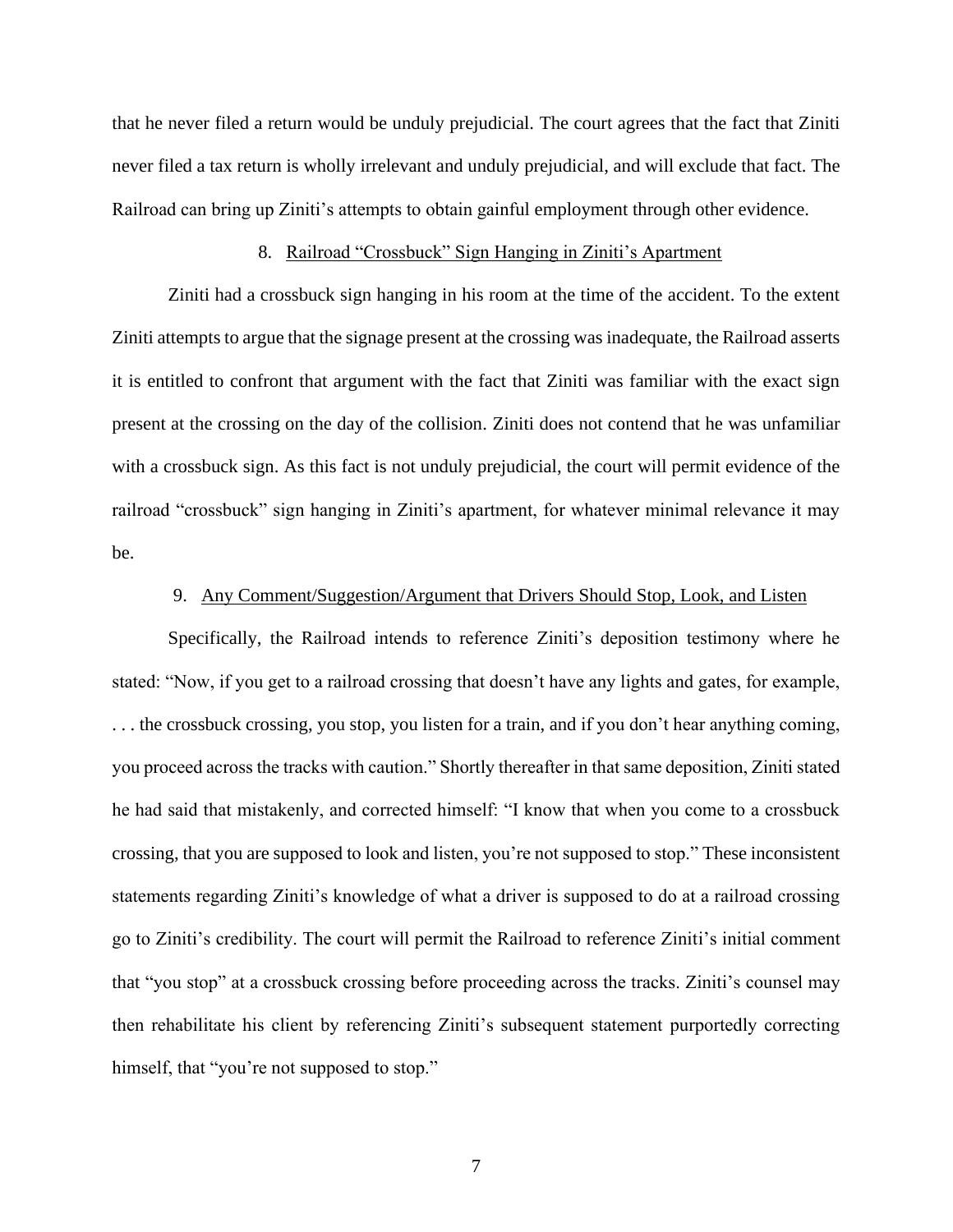that he never filed a return would be unduly prejudicial. The court agrees that the fact that Ziniti never filed a tax return is wholly irrelevant and unduly prejudicial, and will exclude that fact. The Railroad can bring up Ziniti's attempts to obtain gainful employment through other evidence.

8. <u>Railroad "Crossbuck" Sign Hanging in Ziniti's Apartment</u>

Ziniti had a crossbuck sign hanging in his room at the time of the accident. To the extent Ziniti attempts to argue that the signage present at the crossing was inadequate, the Railroad asserts it is entitled to confront that argument with the fact that Ziniti was familiar with the exact sign present at the crossing on the day of the collision. Ziniti does not contend that he was unfamiliar with a crossbuck sign. As this fact is not unduly prejudicial, the court will permit evidence of the railroad "crossbuck" sign hanging in Ziniti's apartment, for whatever minimal relevance it may be.

9. <u>Any Comment/Suggestion/Argument that Drivers Should Stop, Look, and Listen</u>

Specifically, the Railroad intends to reference Ziniti's deposition testimony where he stated: "Now, if you get to a railroad crossing that doesn't have any lights and gates, for example, . . . the crossbuck crossing, you stop, you listen for a train, and if you don't hear anything coming, you proceed across the tracks with caution." Shortly thereafter in that same deposition, Ziniti stated he had said that mistakenly, and corrected himself: "I know that when you come to a crossbuck crossing, that you are supposed to look and listen, you're not supposed to stop." These inconsistent statements regarding Ziniti's knowledge of what a driver is supposed to do at a railroad crossing go to Ziniti's credibility. The court will permit the Railroad to reference Ziniti's initial comment that "you stop" at a crossbuck crossing before proceeding across the tracks. Ziniti's counsel may then rehabilitate his client by referencing Ziniti's subsequent statement purportedly correcting himself, that "you're not supposed to stop."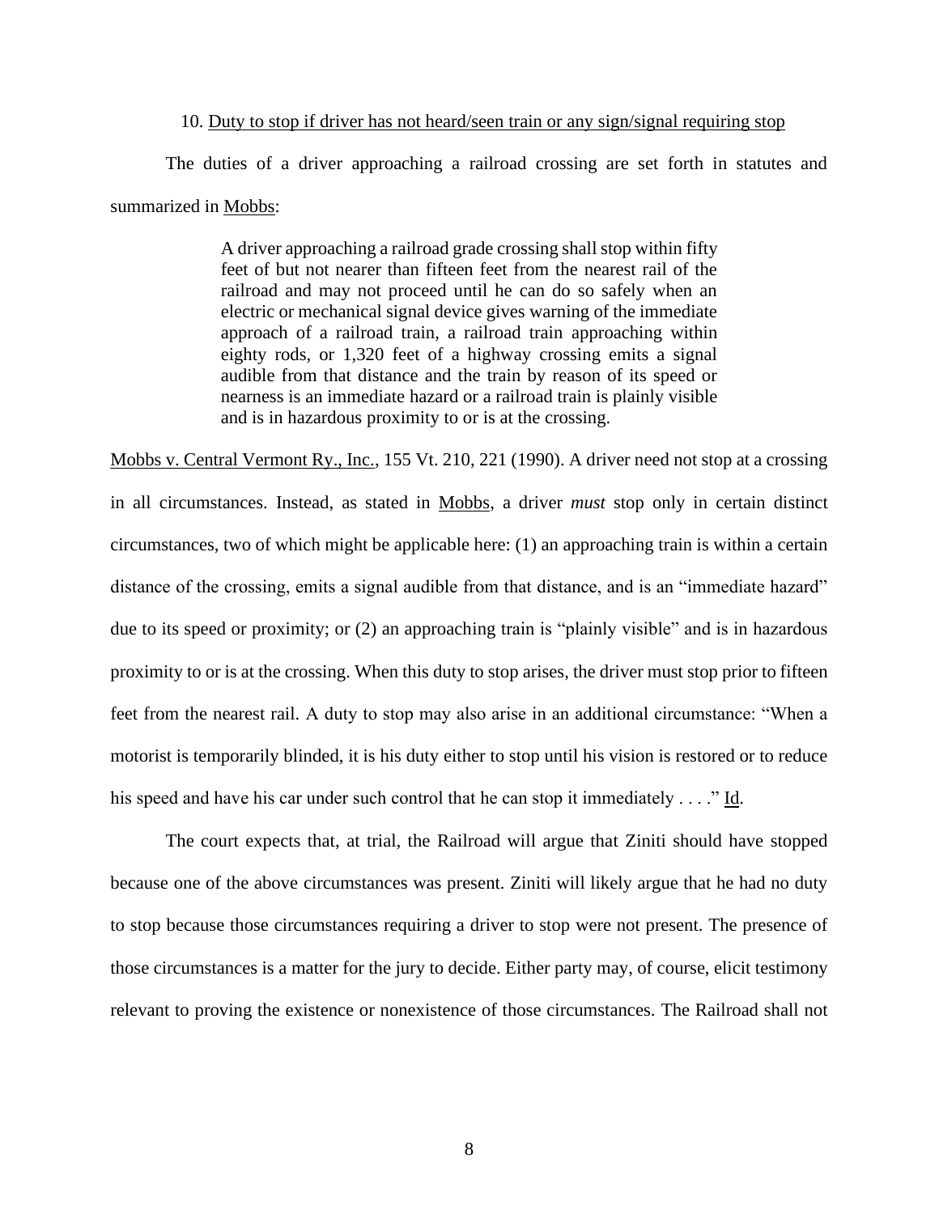10. Duty to stop if driver has not heard/seen train or any sign/signal requiring stop

The duties of a driver approaching a railroad crossing are set forth in statutes and summarized in Mobbs:

> A driver approaching a railroad grade crossing shall stop within fifty feet of but not nearer than fifteen feet from the nearest rail of the railroad and may not proceed until he can do so safely when an electric or mechanical signal device gives warning of the immediate approach of a railroad train, a railroad train approaching within eighty rods, or 1,320 feet of a highway crossing emits a signal audible from that distance and the train by reason of its speed or nearness is an immediate hazard or a railroad train is plainly visible and is in hazardous proximity to or is at the crossing.

Mobbs v. Central Vermont Ry., Inc., 155 Vt. 210, 221 (1990). A driver need not stop at a crossing in all circumstances. Instead, as stated in Mobbs, a driver *must* stop only in certain distinct circumstances, two of which might be applicable here: (1) an approaching train is within a certain distance of the crossing, emits a signal audible from that distance, and is an "immediate hazard" due to its speed or proximity; or (2) an approaching train is "plainly visible" and is in hazardous proximity to or is at the crossing. When this duty to stop arises, the driver must stop prior to fifteen feet from the nearest rail. A duty to stop may also arise in an additional circumstance: "When a motorist is temporarily blinded, it is his duty either to stop until his vision is restored or to reduce his speed and have his car under such control that he can stop it immediately . . . ." Id.

The court expects that, at trial, the Railroad will argue that Ziniti should have stopped because one of the above circumstances was present. Ziniti will likely argue that he had no duty to stop because those circumstances requiring a driver to stop were not present. The presence of those circumstances is a matter for the jury to decide. Either party may, of course, elicit testimony relevant to proving the existence or nonexistence of those circumstances. The Railroad shall not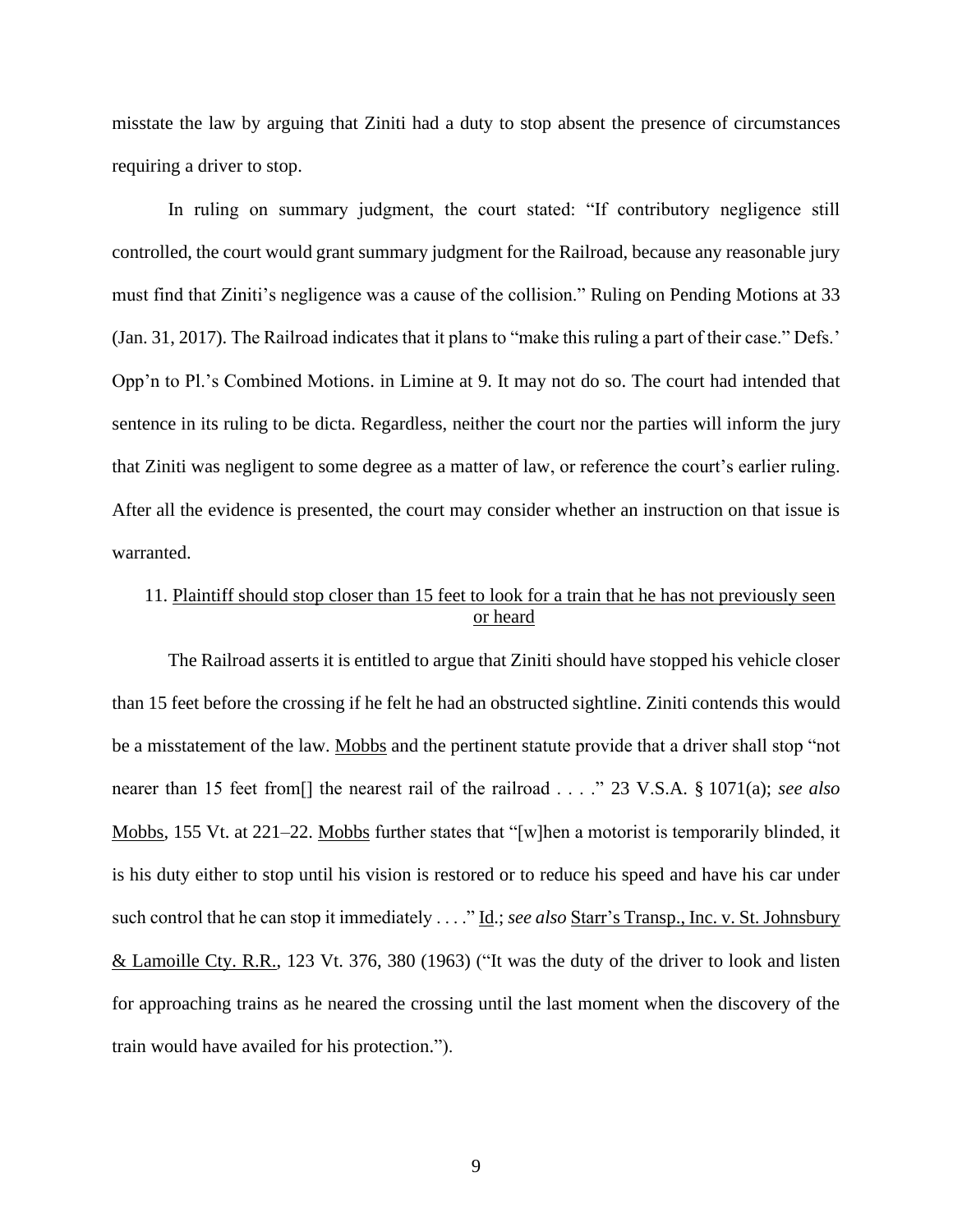misstate the law by arguing that Ziniti had a duty to stop absent the presence of circumstances requiring a driver to stop.

In ruling on summary judgment, the court stated: "If contributory negligence still controlled, the court would grant summary judgment for the Railroad, because any reasonable jury must find that Ziniti's negligence was a cause of the collision." Ruling on Pending Motions at 33 (Jan. 31, 2017). The Railroad indicates that it plans to "make this ruling a part of their case." Defs.' Opp'n to Pl.'s Combined Motions. in Limine at 9. It may not do so. The court had intended that sentence in its ruling to be dicta. Regardless, neither the court nor the parties will inform the jury that Ziniti was negligent to some degree as a matter of law, or reference the court's earlier ruling. After all the evidence is presented, the court may consider whether an instruction on that issue is warranted.

11. <u>Plaintiff should stop closer than 15 feet to look for a train that he has not previously seen or heard</u>

The Railroad asserts it is entitled to argue that Ziniti should have stopped his vehicle closer than 15 feet before the crossing if he felt he had an obstructed sightline. Ziniti contends this would be a misstatement of the law. <u>Mobbs</u> and the pertinent statute provide that a driver shall stop "not nearer than 15 feet from[] the nearest rail of the railroad . . . ." 23 V.S.A. § 1071(a); *see also* <u>Mobbs</u>, 155 Vt. at 221–22. <u>Mobbs</u> further states that "[w]hen a motorist is temporarily blinded, it is his duty either to stop until his vision is restored or to reduce his speed and have his car under such control that he can stop it immediately . . . ." <u>Id</u>.; *see also* <u>Starr's Transp., Inc. v. St. Johnsbury & Lamoille Cty. R.R.</u>, 123 Vt. 376, 380 (1963) ("It was the duty of the driver to look and listen for approaching trains as he neared the crossing until the last moment when the discovery of the train would have availed for his protection.").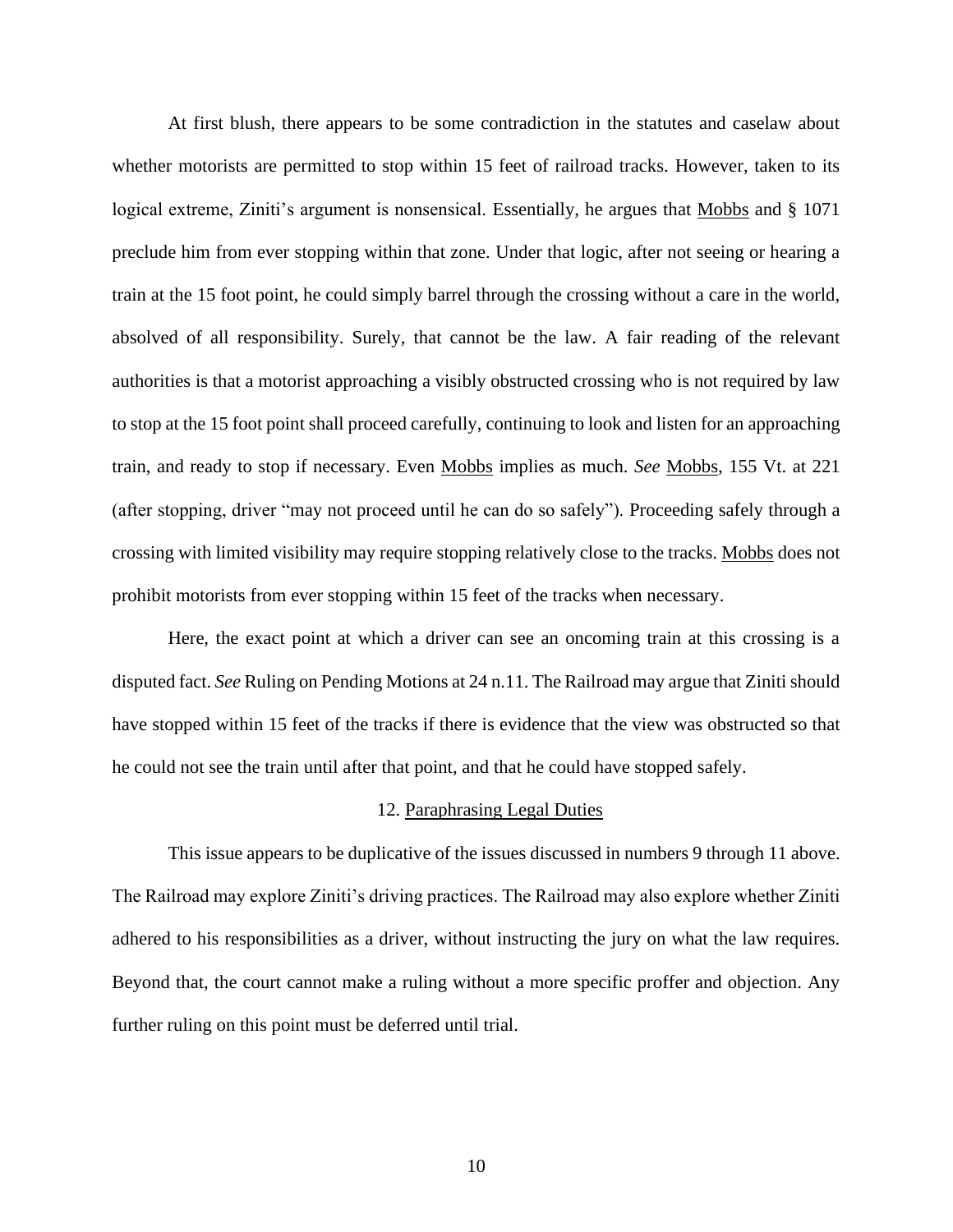At first blush, there appears to be some contradiction in the statutes and caselaw about whether motorists are permitted to stop within 15 feet of railroad tracks. However, taken to its logical extreme, Ziniti's argument is nonsensical. Essentially, he argues that Mobbs and § 1071 preclude him from ever stopping within that zone. Under that logic, after not seeing or hearing a train at the 15 foot point, he could simply barrel through the crossing without a care in the world, absolved of all responsibility. Surely, that cannot be the law. A fair reading of the relevant authorities is that a motorist approaching a visibly obstructed crossing who is not required by law to stop at the 15 foot point shall proceed carefully, continuing to look and listen for an approaching train, and ready to stop if necessary. Even Mobbs implies as much. *See* Mobbs, 155 Vt. at 221 (after stopping, driver "may not proceed until he can do so safely"). Proceeding safely through a crossing with limited visibility may require stopping relatively close to the tracks. Mobbs does not prohibit motorists from ever stopping within 15 feet of the tracks when necessary.

Here, the exact point at which a driver can see an oncoming train at this crossing is a disputed fact. *See* Ruling on Pending Motions at 24 n.11. The Railroad may argue that Ziniti should have stopped within 15 feet of the tracks if there is evidence that the view was obstructed so that he could not see the train until after that point, and that he could have stopped safely.

12. Paraphrasing Legal Duties

This issue appears to be duplicative of the issues discussed in numbers 9 through 11 above. The Railroad may explore Ziniti's driving practices. The Railroad may also explore whether Ziniti adhered to his responsibilities as a driver, without instructing the jury on what the law requires. Beyond that, the court cannot make a ruling without a more specific proffer and objection. Any further ruling on this point must be deferred until trial.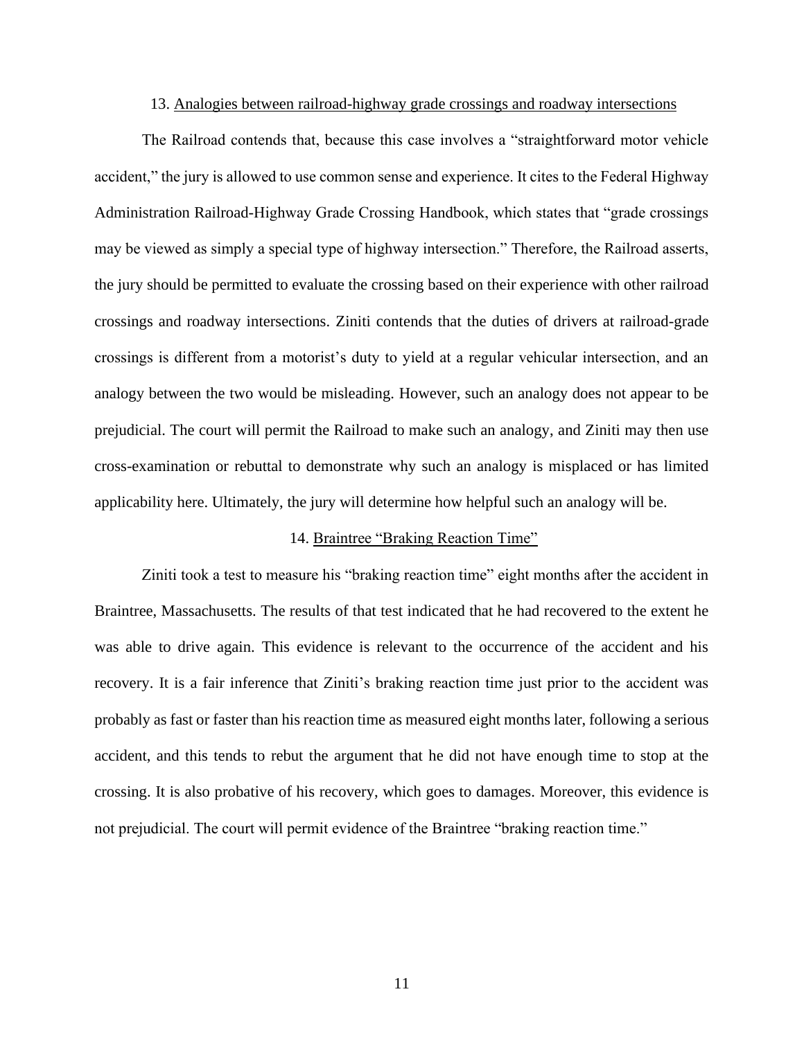### 13. Analogies between railroad-highway grade crossings and roadway intersections

The Railroad contends that, because this case involves a "straightforward motor vehicle accident," the jury is allowed to use common sense and experience. It cites to the Federal Highway Administration Railroad-Highway Grade Crossing Handbook, which states that "grade crossings may be viewed as simply a special type of highway intersection." Therefore, the Railroad asserts, the jury should be permitted to evaluate the crossing based on their experience with other railroad crossings and roadway intersections. Ziniti contends that the duties of drivers at railroad-grade crossings is different from a motorist's duty to yield at a regular vehicular intersection, and an analogy between the two would be misleading. However, such an analogy does not appear to be prejudicial. The court will permit the Railroad to make such an analogy, and Ziniti may then use cross-examination or rebuttal to demonstrate why such an analogy is misplaced or has limited applicability here. Ultimately, the jury will determine how helpful such an analogy will be.

### 14. Braintree "Braking Reaction Time"

Ziniti took a test to measure his "braking reaction time" eight months after the accident in Braintree, Massachusetts. The results of that test indicated that he had recovered to the extent he was able to drive again. This evidence is relevant to the occurrence of the accident and his recovery. It is a fair inference that Ziniti's braking reaction time just prior to the accident was probably as fast or faster than his reaction time as measured eight months later, following a serious accident, and this tends to rebut the argument that he did not have enough time to stop at the crossing. It is also probative of his recovery, which goes to damages. Moreover, this evidence is not prejudicial. The court will permit evidence of the Braintree "braking reaction time."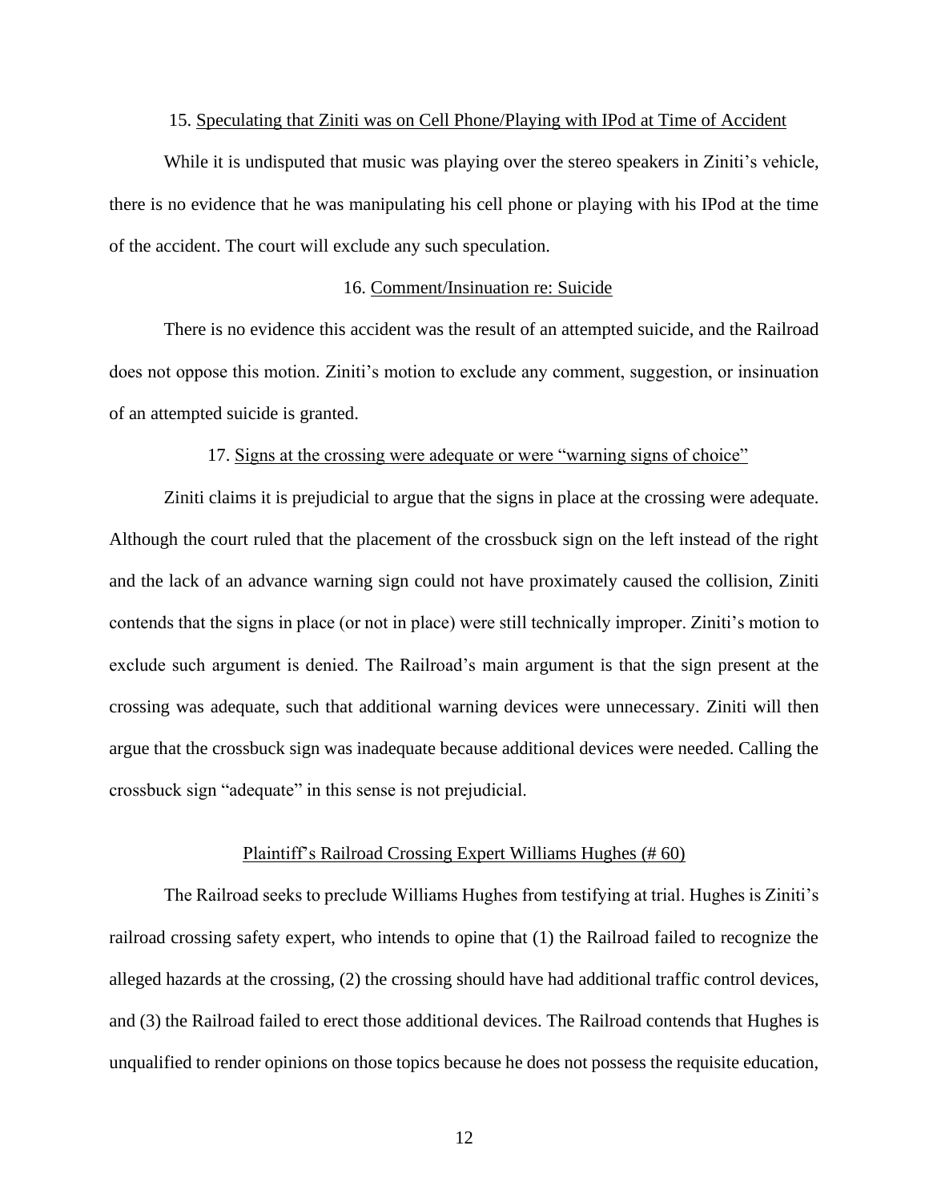15. <u>Speculating that Ziniti was on Cell Phone/Playing with IPod at Time of Accident</u>

While it is undisputed that music was playing over the stereo speakers in Ziniti's vehicle, there is no evidence that he was manipulating his cell phone or playing with his IPod at the time of the accident. The court will exclude any such speculation.

16. <u>Comment/Insinuation re: Suicide</u>

There is no evidence this accident was the result of an attempted suicide, and the Railroad does not oppose this motion. Ziniti's motion to exclude any comment, suggestion, or insinuation of an attempted suicide is granted.

17. <u>Signs at the crossing were adequate or were "warning signs of choice"</u>

Ziniti claims it is prejudicial to argue that the signs in place at the crossing were adequate. Although the court ruled that the placement of the crossbuck sign on the left instead of the right and the lack of an advance warning sign could not have proximately caused the collision, Ziniti contends that the signs in place (or not in place) were still technically improper. Ziniti's motion to exclude such argument is denied. The Railroad's main argument is that the sign present at the crossing was adequate, such that additional warning devices were unnecessary. Ziniti will then argue that the crossbuck sign was inadequate because additional devices were needed. Calling the crossbuck sign "adequate" in this sense is not prejudicial.

<u>Plaintiff's Railroad Crossing Expert Williams Hughes (# 60)</u>

The Railroad seeks to preclude Williams Hughes from testifying at trial. Hughes is Ziniti's railroad crossing safety expert, who intends to opine that (1) the Railroad failed to recognize the alleged hazards at the crossing, (2) the crossing should have had additional traffic control devices, and (3) the Railroad failed to erect those additional devices. The Railroad contends that Hughes is unqualified to render opinions on those topics because he does not possess the requisite education,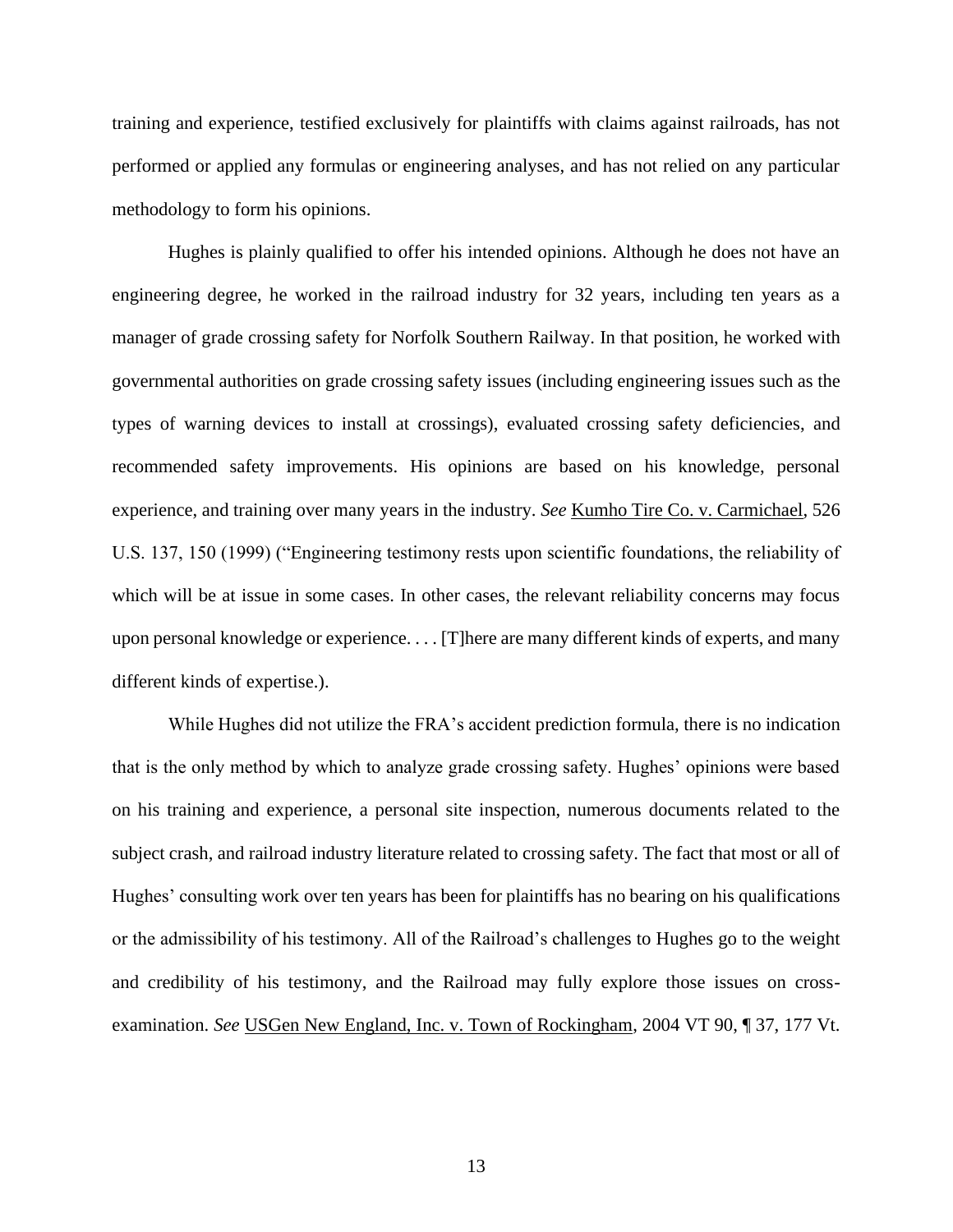training and experience, testified exclusively for plaintiffs with claims against railroads, has not performed or applied any formulas or engineering analyses, and has not relied on any particular methodology to form his opinions.

Hughes is plainly qualified to offer his intended opinions. Although he does not have an engineering degree, he worked in the railroad industry for 32 years, including ten years as a manager of grade crossing safety for Norfolk Southern Railway. In that position, he worked with governmental authorities on grade crossing safety issues (including engineering issues such as the types of warning devices to install at crossings), evaluated crossing safety deficiencies, and recommended safety improvements. His opinions are based on his knowledge, personal experience, and training over many years in the industry. *See* Kumho Tire Co. v. Carmichael, 526 U.S. 137, 150 (1999) ("Engineering testimony rests upon scientific foundations, the reliability of which will be at issue in some cases. In other cases, the relevant reliability concerns may focus upon personal knowledge or experience. . . . [T]here are many different kinds of experts, and many different kinds of expertise.).

While Hughes did not utilize the FRA's accident prediction formula, there is no indication that is the only method by which to analyze grade crossing safety. Hughes' opinions were based on his training and experience, a personal site inspection, numerous documents related to the subject crash, and railroad industry literature related to crossing safety. The fact that most or all of Hughes' consulting work over ten years has been for plaintiffs has no bearing on his qualifications or the admissibility of his testimony. All of the Railroad's challenges to Hughes go to the weight and credibility of his testimony, and the Railroad may fully explore those issues on cross-examination. *See* USGen New England, Inc. v. Town of Rockingham, 2004 VT 90, ¶ 37, 177 Vt.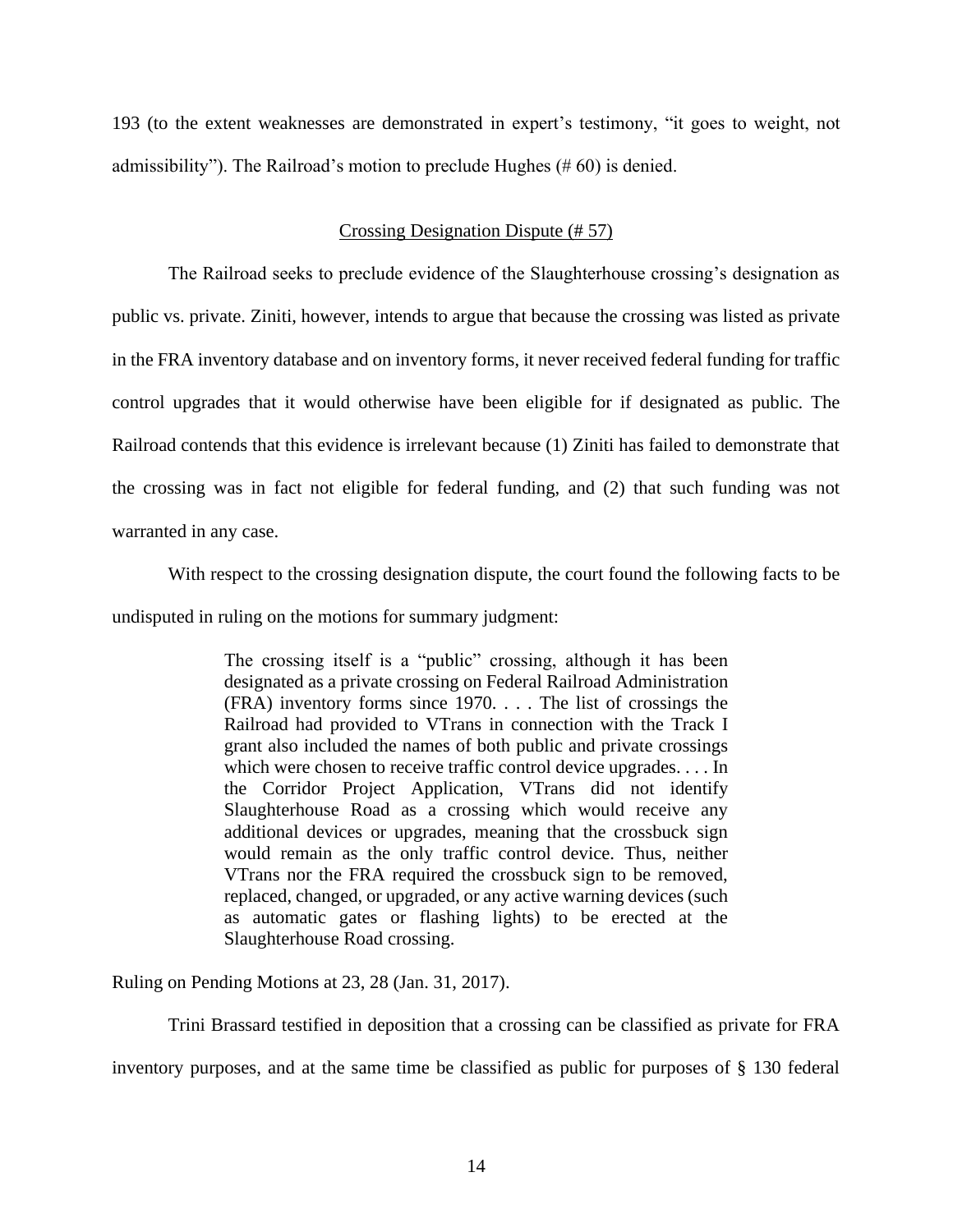193 (to the extent weaknesses are demonstrated in expert's testimony, "it goes to weight, not admissibility"). The Railroad's motion to preclude Hughes (# 60) is denied.

<u>Crossing Designation Dispute (# 57)</u>

The Railroad seeks to preclude evidence of the Slaughterhouse crossing's designation as public vs. private. Ziniti, however, intends to argue that because the crossing was listed as private in the FRA inventory database and on inventory forms, it never received federal funding for traffic control upgrades that it would otherwise have been eligible for if designated as public. The Railroad contends that this evidence is irrelevant because (1) Ziniti has failed to demonstrate that the crossing was in fact not eligible for federal funding, and (2) that such funding was not warranted in any case.

With respect to the crossing designation dispute, the court found the following facts to be undisputed in ruling on the motions for summary judgment:

> The crossing itself is a "public" crossing, although it has been designated as a private crossing on Federal Railroad Administration (FRA) inventory forms since 1970. . . . The list of crossings the Railroad had provided to VTrans in connection with the Track I grant also included the names of both public and private crossings which were chosen to receive traffic control device upgrades. . . . In the Corridor Project Application, VTrans did not identify Slaughterhouse Road as a crossing which would receive any additional devices or upgrades, meaning that the crossbuck sign would remain as the only traffic control device. Thus, neither VTrans nor the FRA required the crossbuck sign to be removed, replaced, changed, or upgraded, or any active warning devices (such as automatic gates or flashing lights) to be erected at the Slaughterhouse Road crossing.

Ruling on Pending Motions at 23, 28 (Jan. 31, 2017).

Trini Brassard testified in deposition that a crossing can be classified as private for FRA inventory purposes, and at the same time be classified as public for purposes of § 130 federal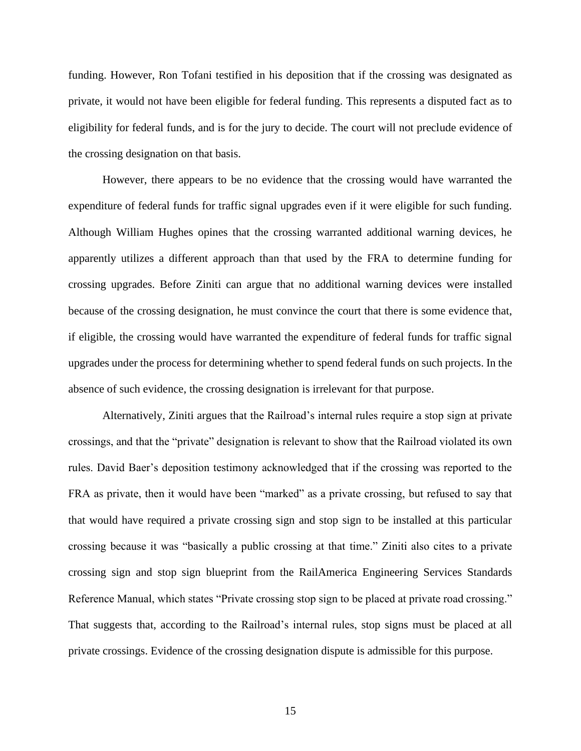funding. However, Ron Tofani testified in his deposition that if the crossing was designated as private, it would not have been eligible for federal funding. This represents a disputed fact as to eligibility for federal funds, and is for the jury to decide. The court will not preclude evidence of the crossing designation on that basis.

However, there appears to be no evidence that the crossing would have warranted the expenditure of federal funds for traffic signal upgrades even if it were eligible for such funding. Although William Hughes opines that the crossing warranted additional warning devices, he apparently utilizes a different approach than that used by the FRA to determine funding for crossing upgrades. Before Ziniti can argue that no additional warning devices were installed because of the crossing designation, he must convince the court that there is some evidence that, if eligible, the crossing would have warranted the expenditure of federal funds for traffic signal upgrades under the process for determining whether to spend federal funds on such projects. In the absence of such evidence, the crossing designation is irrelevant for that purpose.

Alternatively, Ziniti argues that the Railroad's internal rules require a stop sign at private crossings, and that the "private" designation is relevant to show that the Railroad violated its own rules. David Baer's deposition testimony acknowledged that if the crossing was reported to the FRA as private, then it would have been "marked" as a private crossing, but refused to say that that would have required a private crossing sign and stop sign to be installed at this particular crossing because it was "basically a public crossing at that time." Ziniti also cites to a private crossing sign and stop sign blueprint from the RailAmerica Engineering Services Standards Reference Manual, which states "Private crossing stop sign to be placed at private road crossing." That suggests that, according to the Railroad's internal rules, stop signs must be placed at all private crossings. Evidence of the crossing designation dispute is admissible for this purpose.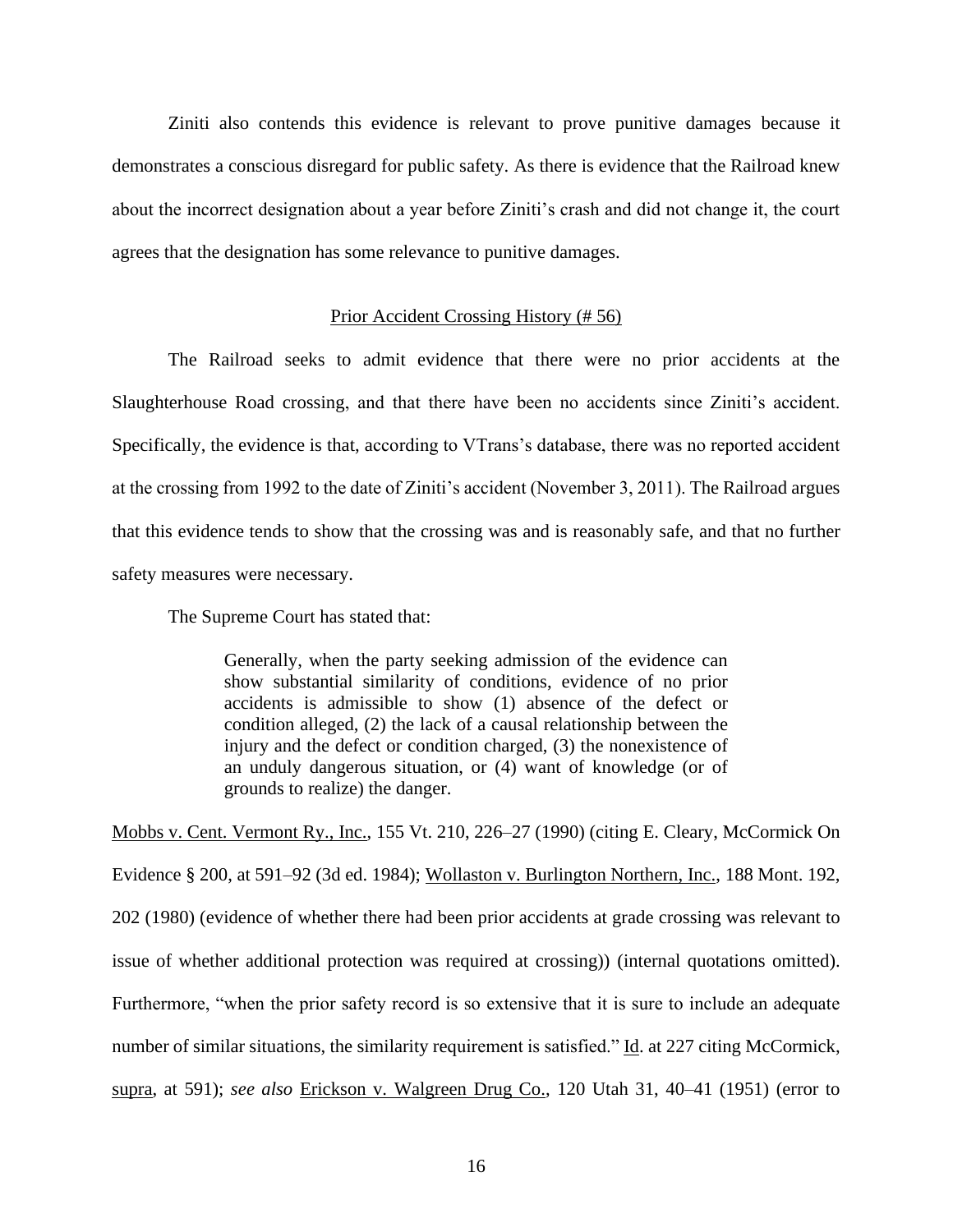Ziniti also contends this evidence is relevant to prove punitive damages because it demonstrates a conscious disregard for public safety. As there is evidence that the Railroad knew about the incorrect designation about a year before Ziniti's crash and did not change it, the court agrees that the designation has some relevance to punitive damages.

Prior Accident Crossing History (# 56)

The Railroad seeks to admit evidence that there were no prior accidents at the Slaughterhouse Road crossing, and that there have been no accidents since Ziniti's accident. Specifically, the evidence is that, according to VTrans's database, there was no reported accident at the crossing from 1992 to the date of Ziniti's accident (November 3, 2011). The Railroad argues that this evidence tends to show that the crossing was and is reasonably safe, and that no further safety measures were necessary.

The Supreme Court has stated that:

> Generally, when the party seeking admission of the evidence can show substantial similarity of conditions, evidence of no prior accidents is admissible to show (1) absence of the defect or condition alleged, (2) the lack of a causal relationship between the injury and the defect or condition charged, (3) the nonexistence of an unduly dangerous situation, or (4) want of knowledge (or of grounds to realize) the danger.

Mobbs v. Cent. Vermont Ry., Inc., 155 Vt. 210, 226–27 (1990) (citing E. Cleary, McCormick On Evidence § 200, at 591–92 (3d ed. 1984); Wollaston v. Burlington Northern, Inc., 188 Mont. 192, 202 (1980) (evidence of whether there had been prior accidents at grade crossing was relevant to issue of whether additional protection was required at crossing)) (internal quotations omitted). Furthermore, "when the prior safety record is so extensive that it is sure to include an adequate number of similar situations, the similarity requirement is satisfied." Id. at 227 citing McCormick, supra, at 591); *see also* Erickson v. Walgreen Drug Co., 120 Utah 31, 40–41 (1951) (error to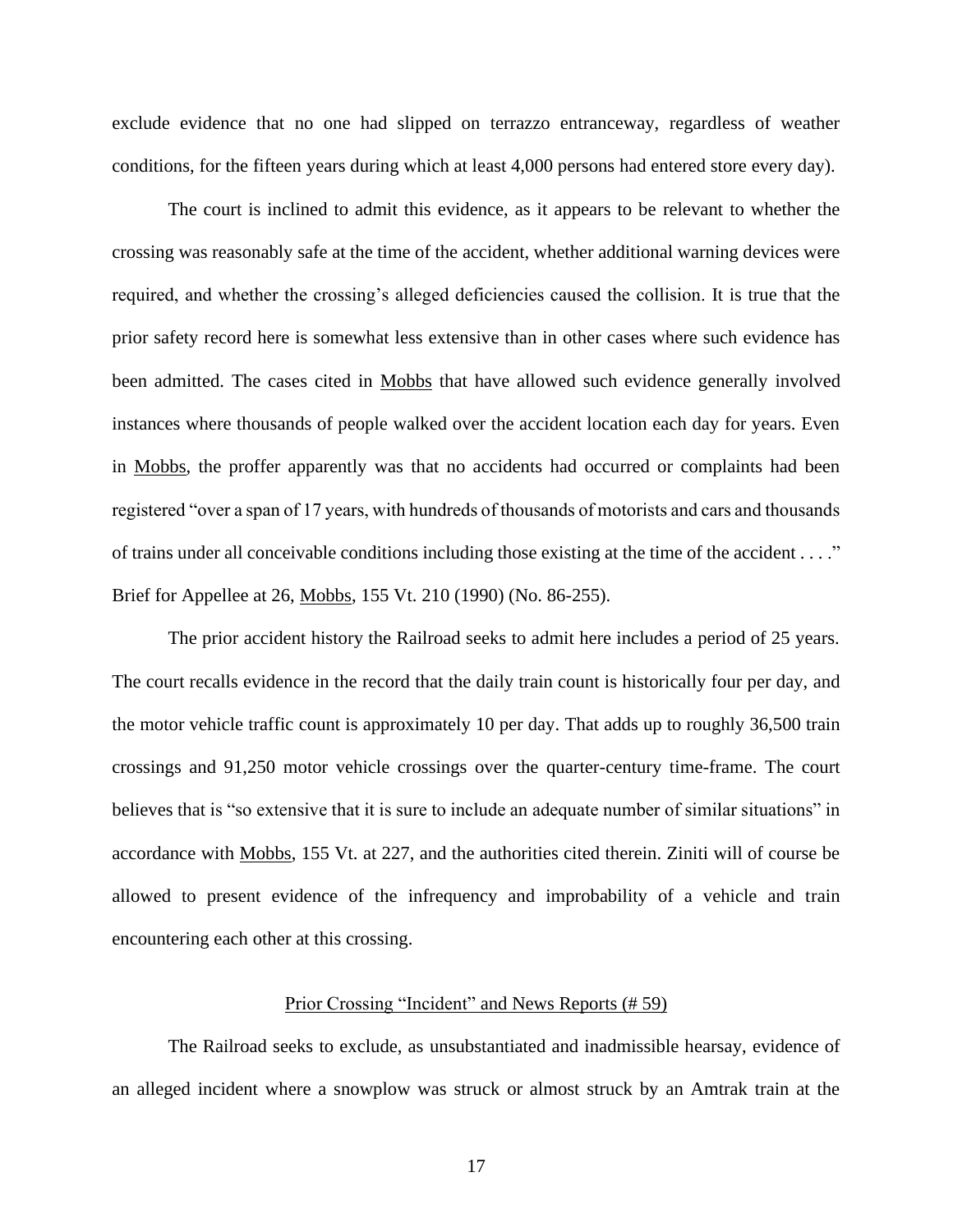exclude evidence that no one had slipped on terrazzo entranceway, regardless of weather conditions, for the fifteen years during which at least 4,000 persons had entered store every day).

The court is inclined to admit this evidence, as it appears to be relevant to whether the crossing was reasonably safe at the time of the accident, whether additional warning devices were required, and whether the crossing's alleged deficiencies caused the collision. It is true that the prior safety record here is somewhat less extensive than in other cases where such evidence has been admitted. The cases cited in Mobbs that have allowed such evidence generally involved instances where thousands of people walked over the accident location each day for years. Even in Mobbs, the proffer apparently was that no accidents had occurred or complaints had been registered "over a span of 17 years, with hundreds of thousands of motorists and cars and thousands of trains under all conceivable conditions including those existing at the time of the accident . . . ." Brief for Appellee at 26, Mobbs, 155 Vt. 210 (1990) (No. 86-255).

The prior accident history the Railroad seeks to admit here includes a period of 25 years. The court recalls evidence in the record that the daily train count is historically four per day, and the motor vehicle traffic count is approximately 10 per day. That adds up to roughly 36,500 train crossings and 91,250 motor vehicle crossings over the quarter-century time-frame. The court believes that is "so extensive that it is sure to include an adequate number of similar situations" in accordance with Mobbs, 155 Vt. at 227, and the authorities cited therein. Ziniti will of course be allowed to present evidence of the infrequency and improbability of a vehicle and train encountering each other at this crossing.

## Prior Crossing "Incident" and News Reports (# 59)

The Railroad seeks to exclude, as unsubstantiated and inadmissible hearsay, evidence of an alleged incident where a snowplow was struck or almost struck by an Amtrak train at the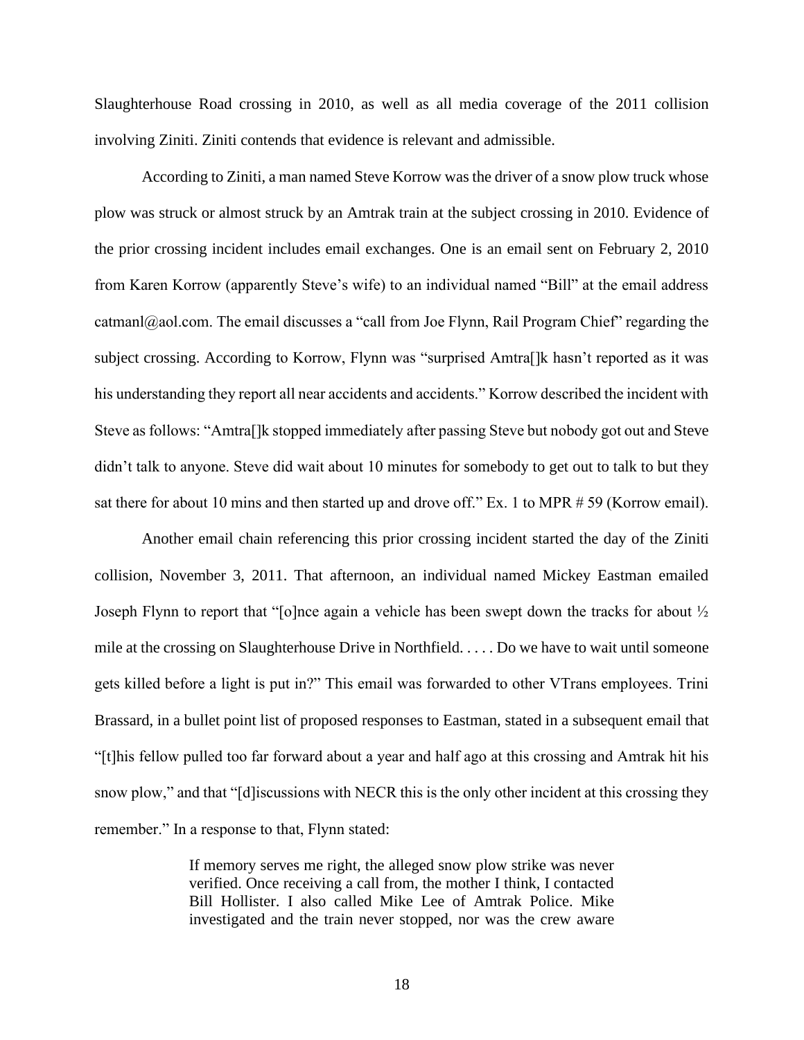Slaughterhouse Road crossing in 2010, as well as all media coverage of the 2011 collision involving Ziniti. Ziniti contends that evidence is relevant and admissible.

According to Ziniti, a man named Steve Korrow was the driver of a snow plow truck whose plow was struck or almost struck by an Amtrak train at the subject crossing in 2010. Evidence of the prior crossing incident includes email exchanges. One is an email sent on February 2, 2010 from Karen Korrow (apparently Steve's wife) to an individual named "Bill" at the email address catmanl@aol.com. The email discusses a "call from Joe Flynn, Rail Program Chief" regarding the subject crossing. According to Korrow, Flynn was "surprised Amtra[]k hasn't reported as it was his understanding they report all near accidents and accidents." Korrow described the incident with Steve as follows: "Amtra[]k stopped immediately after passing Steve but nobody got out and Steve didn't talk to anyone. Steve did wait about 10 minutes for somebody to get out to talk to but they sat there for about 10 mins and then started up and drove off." Ex. 1 to MPR # 59 (Korrow email).

Another email chain referencing this prior crossing incident started the day of the Ziniti collision, November 3, 2011. That afternoon, an individual named Mickey Eastman emailed Joseph Flynn to report that "[o]nce again a vehicle has been swept down the tracks for about ½ mile at the crossing on Slaughterhouse Drive in Northfield. . . . . Do we have to wait until someone gets killed before a light is put in?" This email was forwarded to other VTrans employees. Trini Brassard, in a bullet point list of proposed responses to Eastman, stated in a subsequent email that "[t]his fellow pulled too far forward about a year and half ago at this crossing and Amtrak hit his snow plow," and that "[d]iscussions with NECR this is the only other incident at this crossing they remember." In a response to that, Flynn stated:

> If memory serves me right, the alleged snow plow strike was never verified. Once receiving a call from, the mother I think, I contacted Bill Hollister. I also called Mike Lee of Amtrak Police. Mike investigated and the train never stopped, nor was the crew aware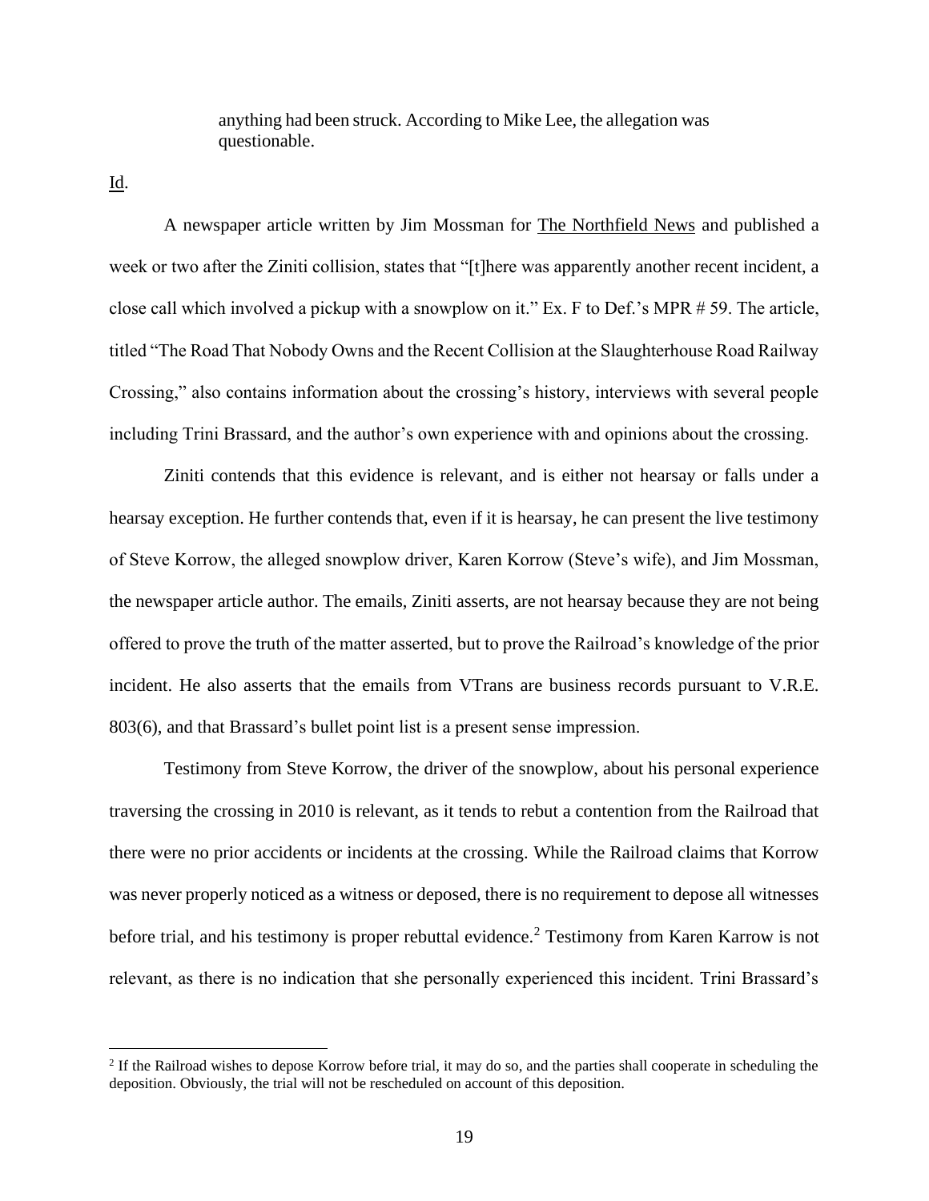> anything had been struck. According to Mike Lee, the allegation was questionable.

Id.

A newspaper article written by Jim Mossman for The Northfield News and published a week or two after the Ziniti collision, states that "[t]here was apparently another recent incident, a close call which involved a pickup with a snowplow on it." Ex. F to Def.'s MPR # 59. The article, titled "The Road That Nobody Owns and the Recent Collision at the Slaughterhouse Road Railway Crossing," also contains information about the crossing's history, interviews with several people including Trini Brassard, and the author's own experience with and opinions about the crossing.

Ziniti contends that this evidence is relevant, and is either not hearsay or falls under a hearsay exception. He further contends that, even if it is hearsay, he can present the live testimony of Steve Korrow, the alleged snowplow driver, Karen Korrow (Steve's wife), and Jim Mossman, the newspaper article author. The emails, Ziniti asserts, are not hearsay because they are not being offered to prove the truth of the matter asserted, but to prove the Railroad's knowledge of the prior incident. He also asserts that the emails from VTrans are business records pursuant to V.R.E. 803(6), and that Brassard's bullet point list is a present sense impression.

Testimony from Steve Korrow, the driver of the snowplow, about his personal experience traversing the crossing in 2010 is relevant, as it tends to rebut a contention from the Railroad that there were no prior accidents or incidents at the crossing. While the Railroad claims that Korrow was never properly noticed as a witness or deposed, there is no requirement to depose all witnesses before trial, and his testimony is proper rebuttal evidence.[2] Testimony from Karen Karrow is not relevant, as there is no indication that she personally experienced this incident. Trini Brassard's

[2] If the Railroad wishes to depose Korrow before trial, it may do so, and the parties shall cooperate in scheduling the deposition. Obviously, the trial will not be rescheduled on account of this deposition.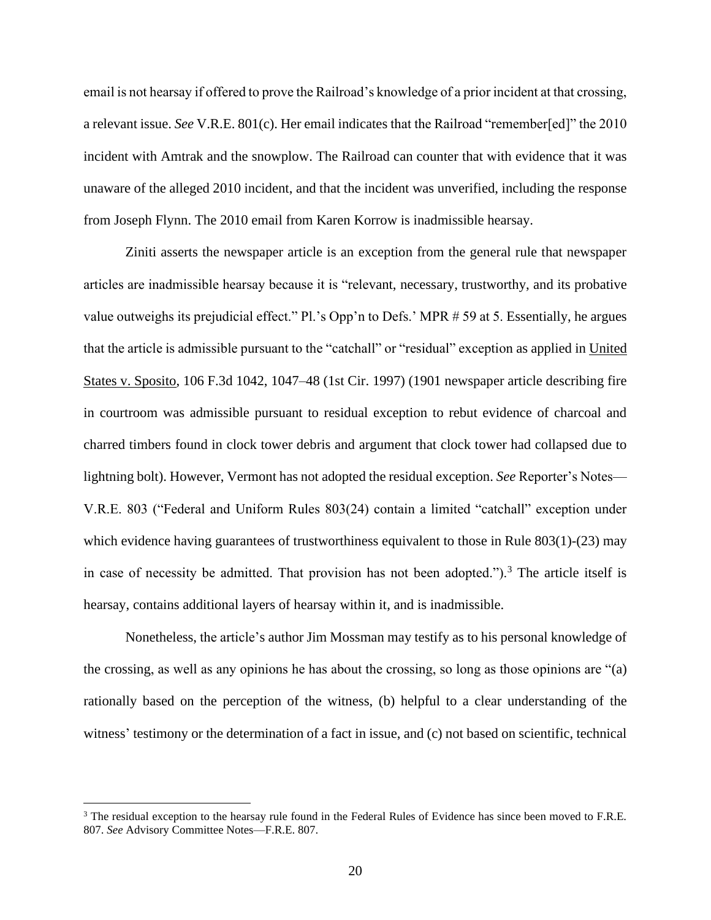email is not hearsay if offered to prove the Railroad's knowledge of a prior incident at that crossing, a relevant issue. *See* V.R.E. 801(c). Her email indicates that the Railroad "remember[ed]" the 2010 incident with Amtrak and the snowplow. The Railroad can counter that with evidence that it was unaware of the alleged 2010 incident, and that the incident was unverified, including the response from Joseph Flynn. The 2010 email from Karen Korrow is inadmissible hearsay.

Ziniti asserts the newspaper article is an exception from the general rule that newspaper articles are inadmissible hearsay because it is "relevant, necessary, trustworthy, and its probative value outweighs its prejudicial effect." Pl.'s Opp'n to Defs.' MPR # 59 at 5. Essentially, he argues that the article is admissible pursuant to the "catchall" or "residual" exception as applied in United States v. Sposito, 106 F.3d 1042, 1047–48 (1st Cir. 1997) (1901 newspaper article describing fire in courtroom was admissible pursuant to residual exception to rebut evidence of charcoal and charred timbers found in clock tower debris and argument that clock tower had collapsed due to lightning bolt). However, Vermont has not adopted the residual exception. *See* Reporter's Notes—V.R.E. 803 ("Federal and Uniform Rules 803(24) contain a limited "catchall" exception under which evidence having guarantees of trustworthiness equivalent to those in Rule 803(1)-(23) may in case of necessity be admitted. That provision has not been adopted.").[3] The article itself is hearsay, contains additional layers of hearsay within it, and is inadmissible.

Nonetheless, the article's author Jim Mossman may testify as to his personal knowledge of the crossing, as well as any opinions he has about the crossing, so long as those opinions are "(a) rationally based on the perception of the witness, (b) helpful to a clear understanding of the witness' testimony or the determination of a fact in issue, and (c) not based on scientific, technical

[3] The residual exception to the hearsay rule found in the Federal Rules of Evidence has since been moved to F.R.E. 807. *See* Advisory Committee Notes—F.R.E. 807.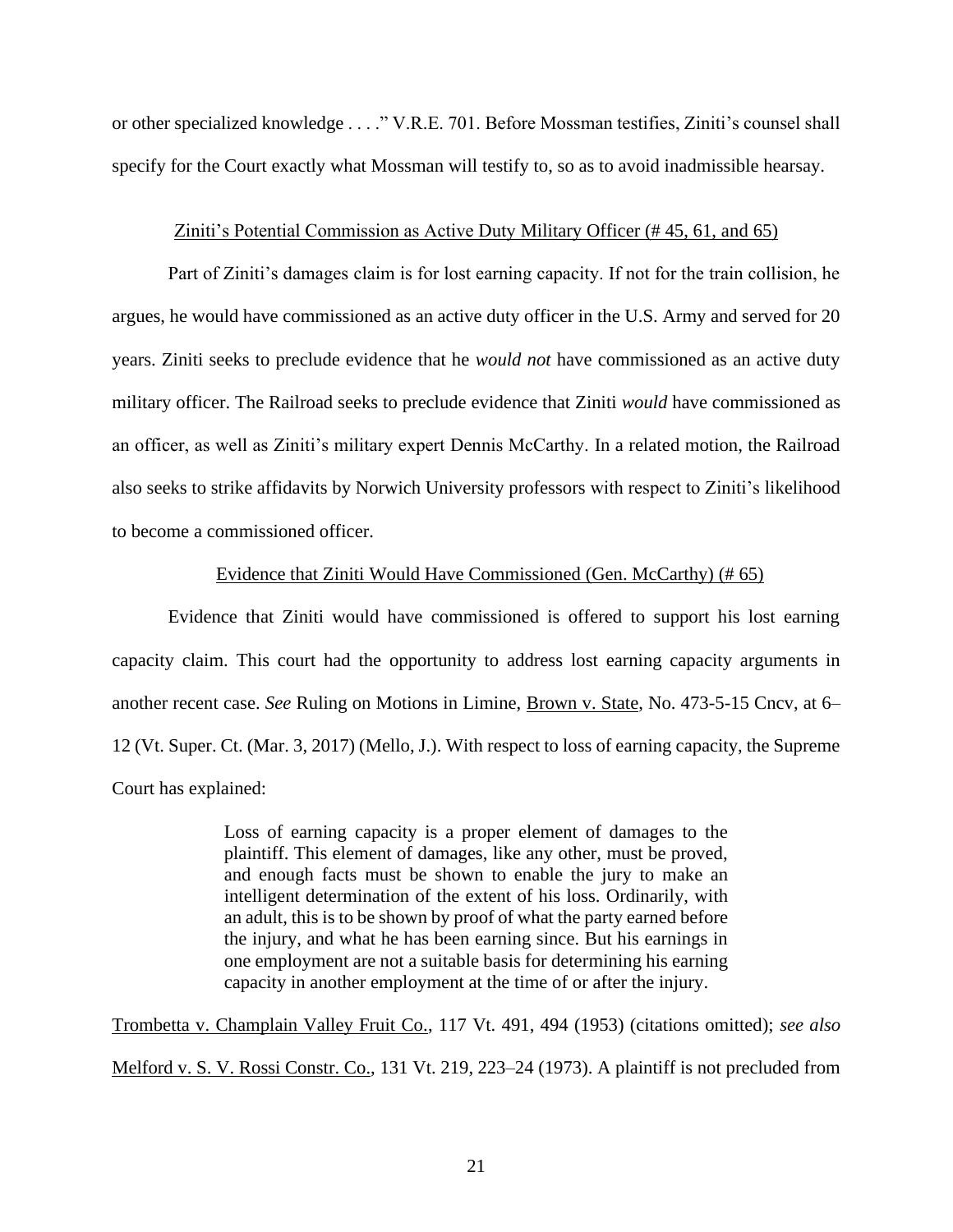or other specialized knowledge . . . ." V.R.E. 701. Before Mossman testifies, Ziniti's counsel shall specify for the Court exactly what Mossman will testify to, so as to avoid inadmissible hearsay.

<u>Ziniti's Potential Commission as Active Duty Military Officer (# 45, 61, and 65)</u>

Part of Ziniti's damages claim is for lost earning capacity. If not for the train collision, he argues, he would have commissioned as an active duty officer in the U.S. Army and served for 20 years. Ziniti seeks to preclude evidence that he *would not* have commissioned as an active duty military officer. The Railroad seeks to preclude evidence that Ziniti *would* have commissioned as an officer, as well as Ziniti's military expert Dennis McCarthy. In a related motion, the Railroad also seeks to strike affidavits by Norwich University professors with respect to Ziniti's likelihood to become a commissioned officer.

<u>Evidence that Ziniti Would Have Commissioned (Gen. McCarthy) (# 65)</u>

Evidence that Ziniti would have commissioned is offered to support his lost earning capacity claim. This court had the opportunity to address lost earning capacity arguments in another recent case. *See* Ruling on Motions in Limine, <u>Brown v. State</u>, No. 473-5-15 Cncv, at 6–12 (Vt. Super. Ct. (Mar. 3, 2017) (Mello, J.). With respect to loss of earning capacity, the Supreme Court has explained:

> Loss of earning capacity is a proper element of damages to the plaintiff. This element of damages, like any other, must be proved, and enough facts must be shown to enable the jury to make an intelligent determination of the extent of his loss. Ordinarily, with an adult, this is to be shown by proof of what the party earned before the injury, and what he has been earning since. But his earnings in one employment are not a suitable basis for determining his earning capacity in another employment at the time of or after the injury.

<u>Trombetta v. Champlain Valley Fruit Co.</u>, 117 Vt. 491, 494 (1953) (citations omitted); *see also* <u>Melford v. S. V. Rossi Constr. Co.</u>, 131 Vt. 219, 223–24 (1973). A plaintiff is not precluded from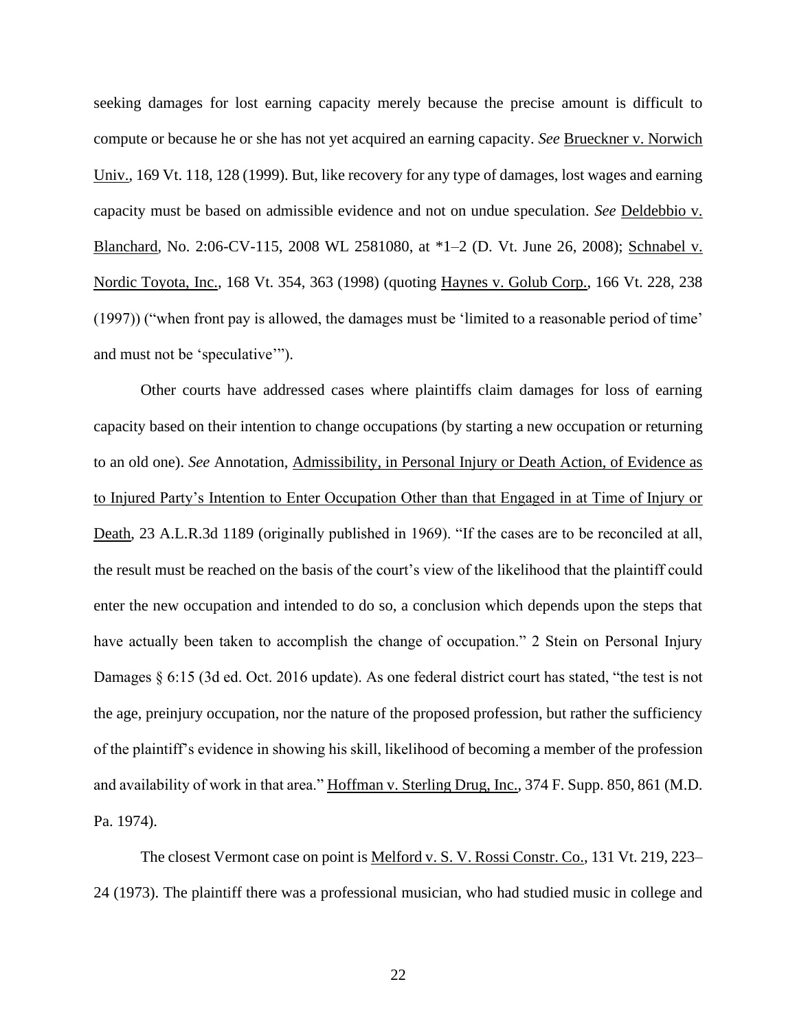seeking damages for lost earning capacity merely because the precise amount is difficult to compute or because he or she has not yet acquired an earning capacity. *See* Brueckner v. Norwich Univ., 169 Vt. 118, 128 (1999). But, like recovery for any type of damages, lost wages and earning capacity must be based on admissible evidence and not on undue speculation. *See* Deldebbio v. Blanchard, No. 2:06-CV-115, 2008 WL 2581080, at *1–2 (D. Vt. June 26, 2008); Schnabel v. Nordic Toyota, Inc., 168 Vt. 354, 363 (1998) (quoting Haynes v. Golub Corp., 166 Vt. 228, 238 (1997)) ("when front pay is allowed, the damages must be 'limited to a reasonable period of time' and must not be 'speculative'").

Other courts have addressed cases where plaintiffs claim damages for loss of earning capacity based on their intention to change occupations (by starting a new occupation or returning to an old one). *See* Annotation, Admissibility, in Personal Injury or Death Action, of Evidence as to Injured Party's Intention to Enter Occupation Other than that Engaged in at Time of Injury or Death, 23 A.L.R.3d 1189 (originally published in 1969). "If the cases are to be reconciled at all, the result must be reached on the basis of the court's view of the likelihood that the plaintiff could enter the new occupation and intended to do so, a conclusion which depends upon the steps that have actually been taken to accomplish the change of occupation." 2 Stein on Personal Injury Damages § 6:15 (3d ed. Oct. 2016 update). As one federal district court has stated, "the test is not the age, preinjury occupation, nor the nature of the proposed profession, but rather the sufficiency of the plaintiff's evidence in showing his skill, likelihood of becoming a member of the profession and availability of work in that area." Hoffman v. Sterling Drug, Inc., 374 F. Supp. 850, 861 (M.D. Pa. 1974).

The closest Vermont case on point is Melford v. S. V. Rossi Constr. Co., 131 Vt. 219, 223–24 (1973). The plaintiff there was a professional musician, who had studied music in college and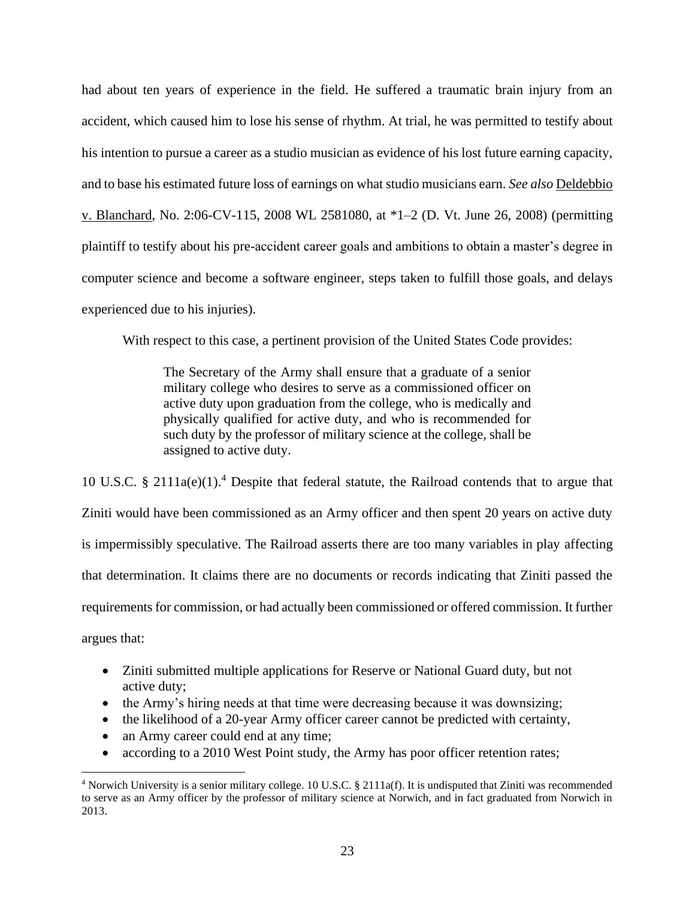had about ten years of experience in the field. He suffered a traumatic brain injury from an accident, which caused him to lose his sense of rhythm. At trial, he was permitted to testify about his intention to pursue a career as a studio musician as evidence of his lost future earning capacity, and to base his estimated future loss of earnings on what studio musicians earn. *See also* Deldebbio v. Blanchard, No. 2:06-CV-115, 2008 WL 2581080, at *1–2 (D. Vt. June 26, 2008) (permitting plaintiff to testify about his pre-accident career goals and ambitions to obtain a master's degree in computer science and become a software engineer, steps taken to fulfill those goals, and delays experienced due to his injuries).

With respect to this case, a pertinent provision of the United States Code provides:

> The Secretary of the Army shall ensure that a graduate of a senior military college who desires to serve as a commissioned officer on active duty upon graduation from the college, who is medically and physically qualified for active duty, and who is recommended for such duty by the professor of military science at the college, shall be assigned to active duty.

10 U.S.C. § 2111a(e)(1).[4] Despite that federal statute, the Railroad contends that to argue that Ziniti would have been commissioned as an Army officer and then spent 20 years on active duty is impermissibly speculative. The Railroad asserts there are too many variables in play affecting that determination. It claims there are no documents or records indicating that Ziniti passed the requirements for commission, or had actually been commissioned or offered commission. It further argues that:

- Ziniti submitted multiple applications for Reserve or National Guard duty, but not active duty;
- the Army's hiring needs at that time were decreasing because it was downsizing;
- the likelihood of a 20-year Army officer career cannot be predicted with certainty,
- an Army career could end at any time;
- according to a 2010 West Point study, the Army has poor officer retention rates;

[4] Norwich University is a senior military college. 10 U.S.C. § 2111a(f). It is undisputed that Ziniti was recommended to serve as an Army officer by the professor of military science at Norwich, and in fact graduated from Norwich in 2013.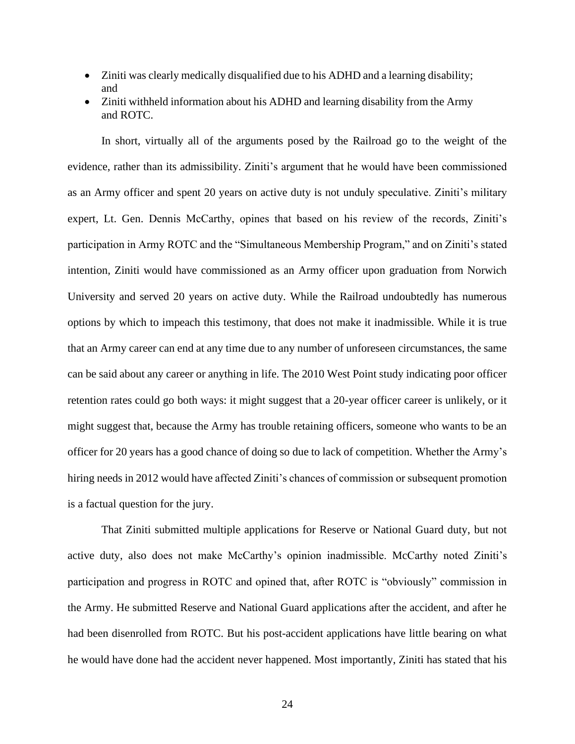- Ziniti was clearly medically disqualified due to his ADHD and a learning disability; and
- Ziniti withheld information about his ADHD and learning disability from the Army and ROTC.

In short, virtually all of the arguments posed by the Railroad go to the weight of the evidence, rather than its admissibility. Ziniti's argument that he would have been commissioned as an Army officer and spent 20 years on active duty is not unduly speculative. Ziniti's military expert, Lt. Gen. Dennis McCarthy, opines that based on his review of the records, Ziniti's participation in Army ROTC and the "Simultaneous Membership Program," and on Ziniti's stated intention, Ziniti would have commissioned as an Army officer upon graduation from Norwich University and served 20 years on active duty. While the Railroad undoubtedly has numerous options by which to impeach this testimony, that does not make it inadmissible. While it is true that an Army career can end at any time due to any number of unforeseen circumstances, the same can be said about any career or anything in life. The 2010 West Point study indicating poor officer retention rates could go both ways: it might suggest that a 20-year officer career is unlikely, or it might suggest that, because the Army has trouble retaining officers, someone who wants to be an officer for 20 years has a good chance of doing so due to lack of competition. Whether the Army's hiring needs in 2012 would have affected Ziniti's chances of commission or subsequent promotion is a factual question for the jury.

That Ziniti submitted multiple applications for Reserve or National Guard duty, but not active duty, also does not make McCarthy's opinion inadmissible. McCarthy noted Ziniti's participation and progress in ROTC and opined that, after ROTC is "obviously" commission in the Army. He submitted Reserve and National Guard applications after the accident, and after he had been disenrolled from ROTC. But his post-accident applications have little bearing on what he would have done had the accident never happened. Most importantly, Ziniti has stated that his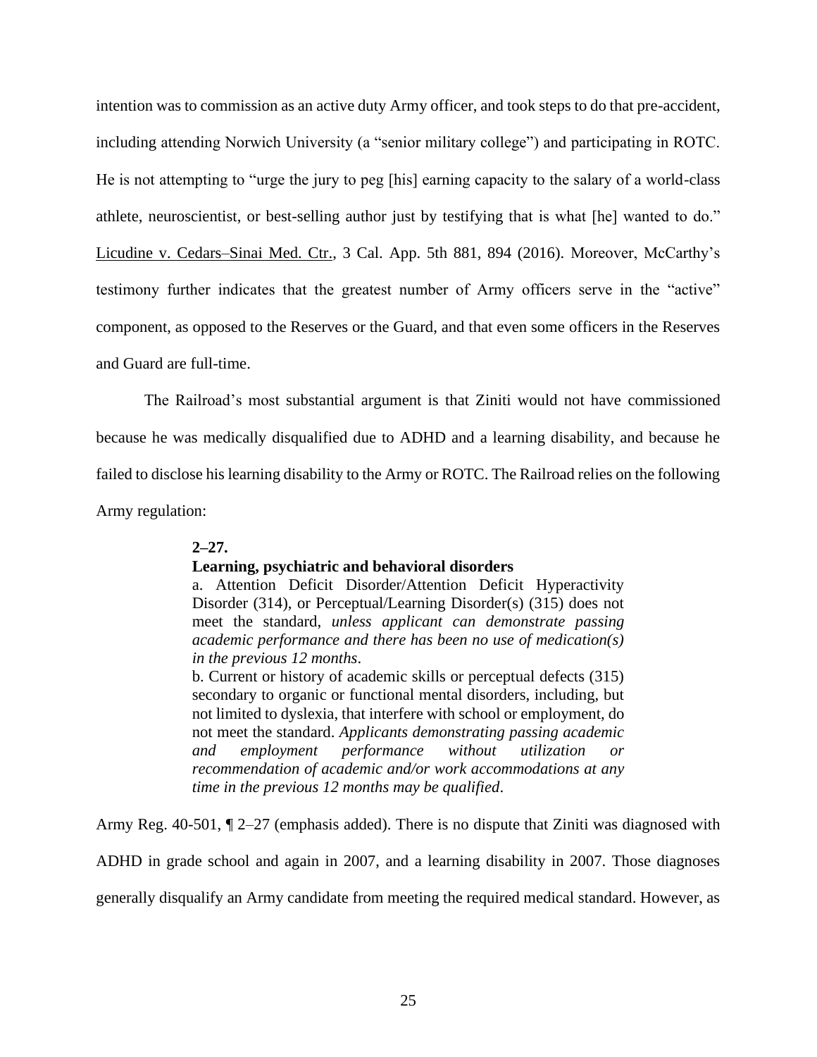intention was to commission as an active duty Army officer, and took steps to do that pre-accident, including attending Norwich University (a "senior military college") and participating in ROTC. He is not attempting to "urge the jury to peg [his] earning capacity to the salary of a world-class athlete, neuroscientist, or best-selling author just by testifying that is what [he] wanted to do." Licudine v. Cedars–Sinai Med. Ctr., 3 Cal. App. 5th 881, 894 (2016). Moreover, McCarthy's testimony further indicates that the greatest number of Army officers serve in the "active" component, as opposed to the Reserves or the Guard, and that even some officers in the Reserves and Guard are full-time.

The Railroad's most substantial argument is that Ziniti would not have commissioned because he was medically disqualified due to ADHD and a learning disability, and because he failed to disclose his learning disability to the Army or ROTC. The Railroad relies on the following Army regulation:

> **2–27.**
> **Learning, psychiatric and behavioral disorders**
> a. Attention Deficit Disorder/Attention Deficit Hyperactivity Disorder (314), or Perceptual/Learning Disorder(s) (315) does not meet the standard, *unless applicant can demonstrate passing academic performance and there has been no use of medication(s) in the previous 12 months*.
> b. Current or history of academic skills or perceptual defects (315) secondary to organic or functional mental disorders, including, but not limited to dyslexia, that interfere with school or employment, do not meet the standard. *Applicants demonstrating passing academic and employment performance without utilization or recommendation of academic and/or work accommodations at any time in the previous 12 months may be qualified*.

Army Reg. 40-501, ¶ 2–27 (emphasis added). There is no dispute that Ziniti was diagnosed with ADHD in grade school and again in 2007, and a learning disability in 2007. Those diagnoses generally disqualify an Army candidate from meeting the required medical standard. However, as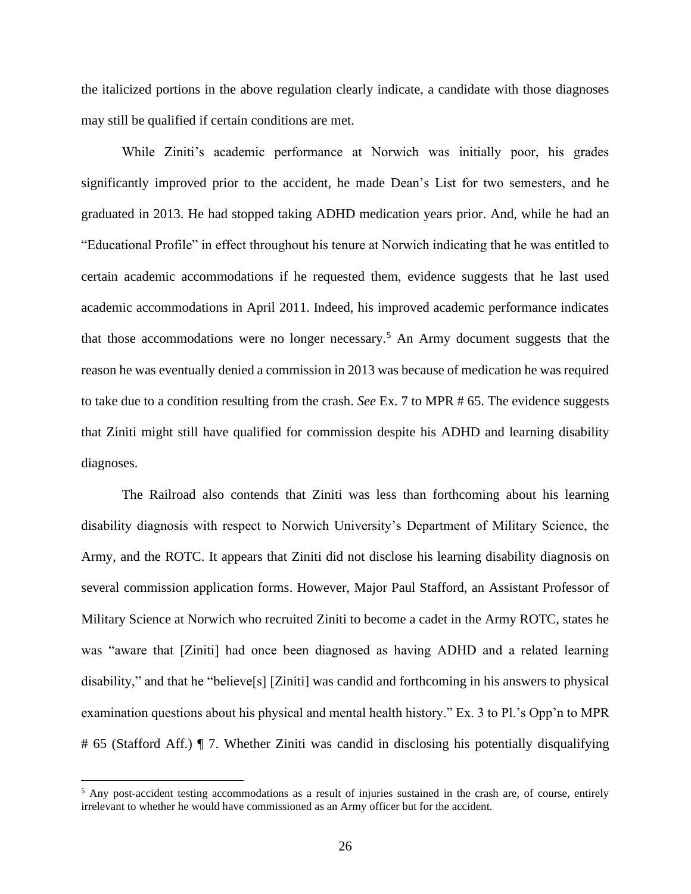the italicized portions in the above regulation clearly indicate, a candidate with those diagnoses may still be qualified if certain conditions are met.

While Ziniti's academic performance at Norwich was initially poor, his grades significantly improved prior to the accident, he made Dean's List for two semesters, and he graduated in 2013. He had stopped taking ADHD medication years prior. And, while he had an "Educational Profile" in effect throughout his tenure at Norwich indicating that he was entitled to certain academic accommodations if he requested them, evidence suggests that he last used academic accommodations in April 2011. Indeed, his improved academic performance indicates that those accommodations were no longer necessary.[5] An Army document suggests that the reason he was eventually denied a commission in 2013 was because of medication he was required to take due to a condition resulting from the crash. *See* Ex. 7 to MPR # 65. The evidence suggests that Ziniti might still have qualified for commission despite his ADHD and learning disability diagnoses.

The Railroad also contends that Ziniti was less than forthcoming about his learning disability diagnosis with respect to Norwich University's Department of Military Science, the Army, and the ROTC. It appears that Ziniti did not disclose his learning disability diagnosis on several commission application forms. However, Major Paul Stafford, an Assistant Professor of Military Science at Norwich who recruited Ziniti to become a cadet in the Army ROTC, states he was "aware that [Ziniti] had once been diagnosed as having ADHD and a related learning disability," and that he "believe[s] [Ziniti] was candid and forthcoming in his answers to physical examination questions about his physical and mental health history." Ex. 3 to Pl.'s Opp'n to MPR # 65 (Stafford Aff.) ¶ 7. Whether Ziniti was candid in disclosing his potentially disqualifying

---

[5] Any post-accident testing accommodations as a result of injuries sustained in the crash are, of course, entirely irrelevant to whether he would have commissioned as an Army officer but for the accident.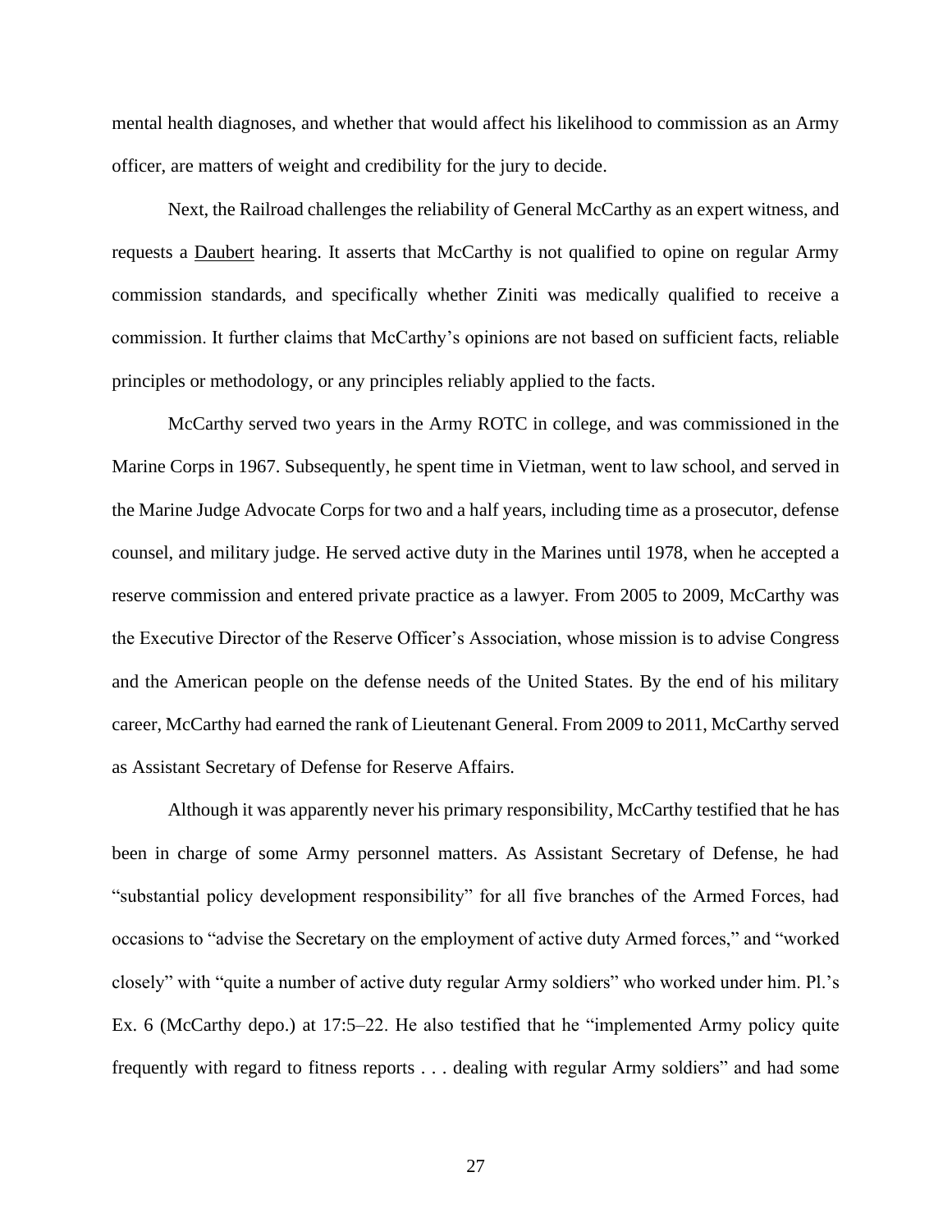mental health diagnoses, and whether that would affect his likelihood to commission as an Army officer, are matters of weight and credibility for the jury to decide.

Next, the Railroad challenges the reliability of General McCarthy as an expert witness, and requests a Daubert hearing. It asserts that McCarthy is not qualified to opine on regular Army commission standards, and specifically whether Ziniti was medically qualified to receive a commission. It further claims that McCarthy's opinions are not based on sufficient facts, reliable principles or methodology, or any principles reliably applied to the facts.

McCarthy served two years in the Army ROTC in college, and was commissioned in the Marine Corps in 1967. Subsequently, he spent time in Vietman, went to law school, and served in the Marine Judge Advocate Corps for two and a half years, including time as a prosecutor, defense counsel, and military judge. He served active duty in the Marines until 1978, when he accepted a reserve commission and entered private practice as a lawyer. From 2005 to 2009, McCarthy was the Executive Director of the Reserve Officer's Association, whose mission is to advise Congress and the American people on the defense needs of the United States. By the end of his military career, McCarthy had earned the rank of Lieutenant General. From 2009 to 2011, McCarthy served as Assistant Secretary of Defense for Reserve Affairs.

Although it was apparently never his primary responsibility, McCarthy testified that he has been in charge of some Army personnel matters. As Assistant Secretary of Defense, he had "substantial policy development responsibility" for all five branches of the Armed Forces, had occasions to "advise the Secretary on the employment of active duty Armed forces," and "worked closely" with "quite a number of active duty regular Army soldiers" who worked under him. Pl.'s Ex. 6 (McCarthy depo.) at 17:5–22. He also testified that he "implemented Army policy quite frequently with regard to fitness reports . . . dealing with regular Army soldiers" and had some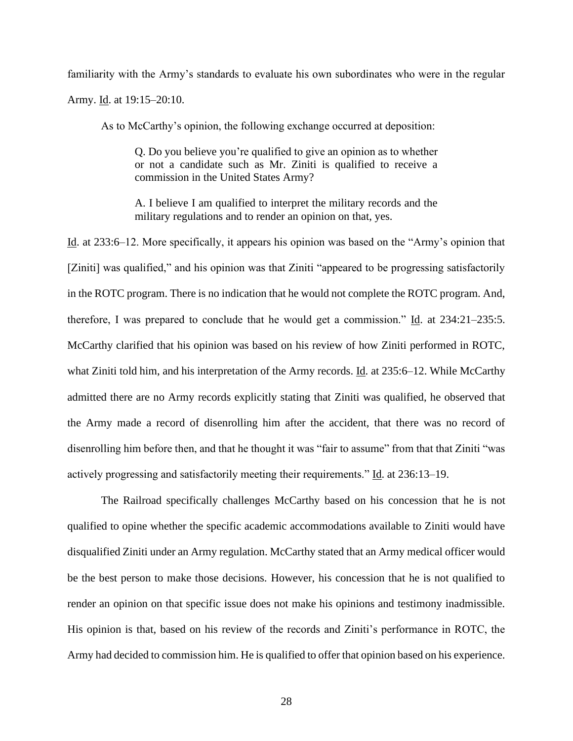familiarity with the Army's standards to evaluate his own subordinates who were in the regular Army. Id. at 19:15–20:10.

As to McCarthy's opinion, the following exchange occurred at deposition:

> Q. Do you believe you're qualified to give an opinion as to whether or not a candidate such as Mr. Ziniti is qualified to receive a commission in the United States Army?
>
> A. I believe I am qualified to interpret the military records and the military regulations and to render an opinion on that, yes.

Id. at 233:6–12. More specifically, it appears his opinion was based on the "Army's opinion that [Ziniti] was qualified," and his opinion was that Ziniti "appeared to be progressing satisfactorily in the ROTC program. There is no indication that he would not complete the ROTC program. And, therefore, I was prepared to conclude that he would get a commission." Id. at 234:21–235:5. McCarthy clarified that his opinion was based on his review of how Ziniti performed in ROTC, what Ziniti told him, and his interpretation of the Army records. Id. at 235:6–12. While McCarthy admitted there are no Army records explicitly stating that Ziniti was qualified, he observed that the Army made a record of disenrolling him after the accident, that there was no record of disenrolling him before then, and that he thought it was "fair to assume" from that that Ziniti "was actively progressing and satisfactorily meeting their requirements." Id. at 236:13–19.

The Railroad specifically challenges McCarthy based on his concession that he is not qualified to opine whether the specific academic accommodations available to Ziniti would have disqualified Ziniti under an Army regulation. McCarthy stated that an Army medical officer would be the best person to make those decisions. However, his concession that he is not qualified to render an opinion on that specific issue does not make his opinions and testimony inadmissible. His opinion is that, based on his review of the records and Ziniti's performance in ROTC, the Army had decided to commission him. He is qualified to offer that opinion based on his experience.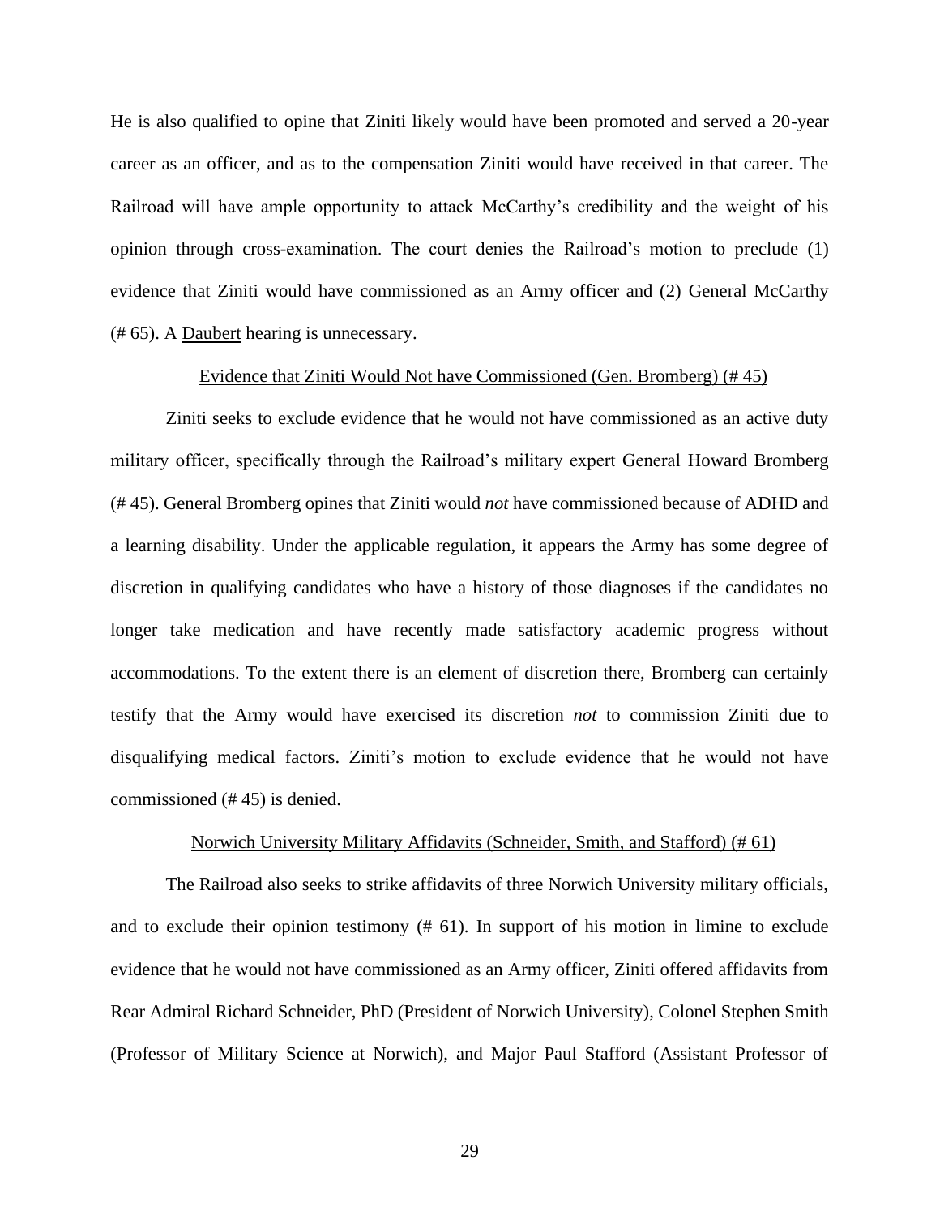He is also qualified to opine that Ziniti likely would have been promoted and served a 20-year career as an officer, and as to the compensation Ziniti would have received in that career. The Railroad will have ample opportunity to attack McCarthy's credibility and the weight of his opinion through cross-examination. The court denies the Railroad's motion to preclude (1) evidence that Ziniti would have commissioned as an Army officer and (2) General McCarthy (# 65). A <u>Daubert</u> hearing is unnecessary.

<u>Evidence that Ziniti Would Not have Commissioned (Gen. Bromberg) (# 45)</u>

Ziniti seeks to exclude evidence that he would not have commissioned as an active duty military officer, specifically through the Railroad's military expert General Howard Bromberg (# 45). General Bromberg opines that Ziniti would *not* have commissioned because of ADHD and a learning disability. Under the applicable regulation, it appears the Army has some degree of discretion in qualifying candidates who have a history of those diagnoses if the candidates no longer take medication and have recently made satisfactory academic progress without accommodations. To the extent there is an element of discretion there, Bromberg can certainly testify that the Army would have exercised its discretion *not* to commission Ziniti due to disqualifying medical factors. Ziniti's motion to exclude evidence that he would not have commissioned (# 45) is denied.

<u>Norwich University Military Affidavits (Schneider, Smith, and Stafford) (# 61)</u>

The Railroad also seeks to strike affidavits of three Norwich University military officials, and to exclude their opinion testimony (# 61). In support of his motion in limine to exclude evidence that he would not have commissioned as an Army officer, Ziniti offered affidavits from Rear Admiral Richard Schneider, PhD (President of Norwich University), Colonel Stephen Smith (Professor of Military Science at Norwich), and Major Paul Stafford (Assistant Professor of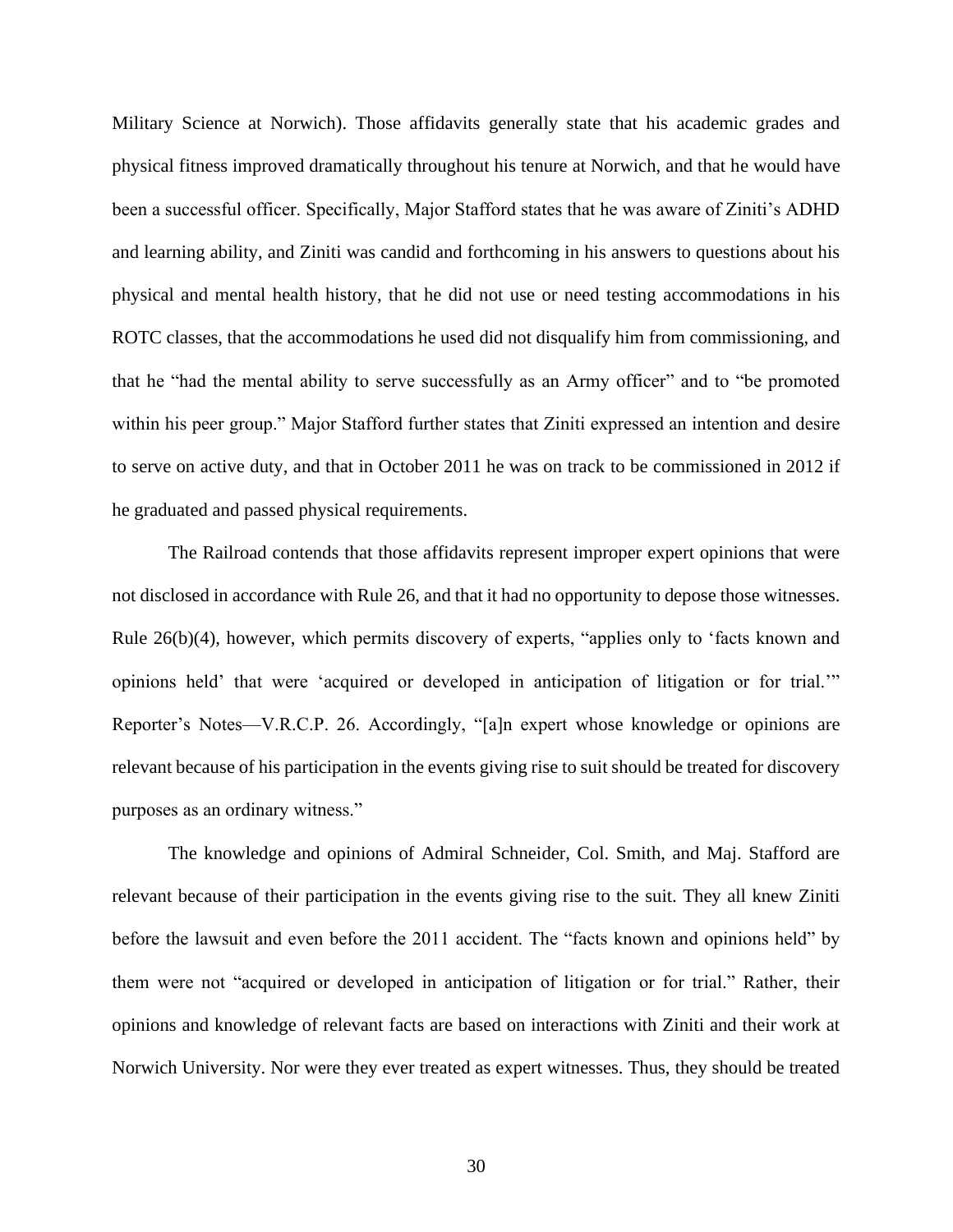Military Science at Norwich). Those affidavits generally state that his academic grades and physical fitness improved dramatically throughout his tenure at Norwich, and that he would have been a successful officer. Specifically, Major Stafford states that he was aware of Ziniti's ADHD and learning ability, and Ziniti was candid and forthcoming in his answers to questions about his physical and mental health history, that he did not use or need testing accommodations in his ROTC classes, that the accommodations he used did not disqualify him from commissioning, and that he "had the mental ability to serve successfully as an Army officer" and to "be promoted within his peer group." Major Stafford further states that Ziniti expressed an intention and desire to serve on active duty, and that in October 2011 he was on track to be commissioned in 2012 if he graduated and passed physical requirements.

The Railroad contends that those affidavits represent improper expert opinions that were not disclosed in accordance with Rule 26, and that it had no opportunity to depose those witnesses. Rule 26(b)(4), however, which permits discovery of experts, "applies only to 'facts known and opinions held' that were 'acquired or developed in anticipation of litigation or for trial.'" Reporter's Notes—V.R.C.P. 26. Accordingly, "[a]n expert whose knowledge or opinions are relevant because of his participation in the events giving rise to suit should be treated for discovery purposes as an ordinary witness."

The knowledge and opinions of Admiral Schneider, Col. Smith, and Maj. Stafford are relevant because of their participation in the events giving rise to the suit. They all knew Ziniti before the lawsuit and even before the 2011 accident. The "facts known and opinions held" by them were not "acquired or developed in anticipation of litigation or for trial." Rather, their opinions and knowledge of relevant facts are based on interactions with Ziniti and their work at Norwich University. Nor were they ever treated as expert witnesses. Thus, they should be treated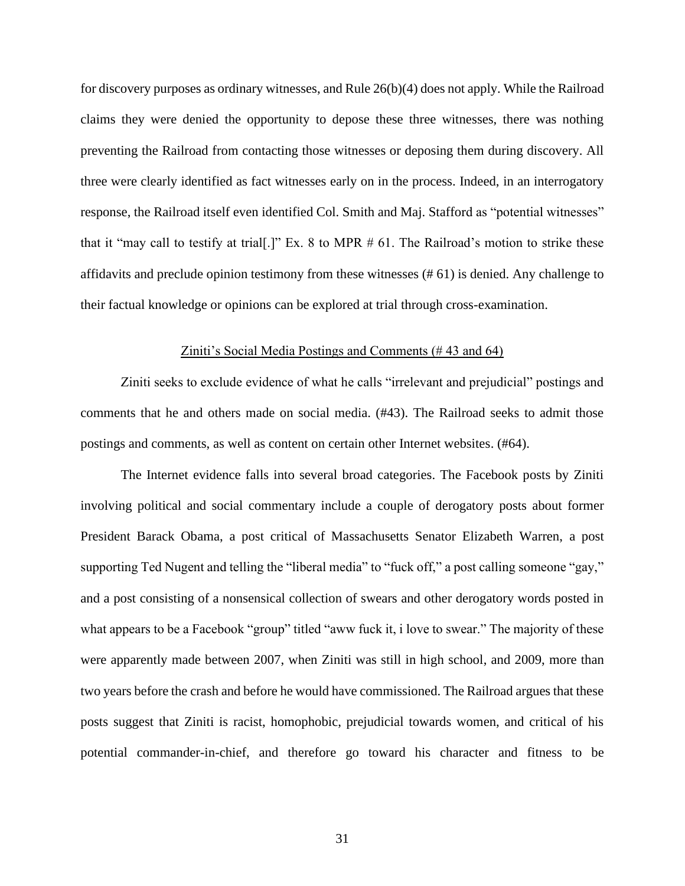for discovery purposes as ordinary witnesses, and Rule 26(b)(4) does not apply. While the Railroad claims they were denied the opportunity to depose these three witnesses, there was nothing preventing the Railroad from contacting those witnesses or deposing them during discovery. All three were clearly identified as fact witnesses early on in the process. Indeed, in an interrogatory response, the Railroad itself even identified Col. Smith and Maj. Stafford as "potential witnesses" that it "may call to testify at trial[.]" Ex. 8 to MPR # 61. The Railroad's motion to strike these affidavits and preclude opinion testimony from these witnesses (# 61) is denied. Any challenge to their factual knowledge or opinions can be explored at trial through cross-examination.

<u>Ziniti's Social Media Postings and Comments (# 43 and 64)</u>

Ziniti seeks to exclude evidence of what he calls "irrelevant and prejudicial" postings and comments that he and others made on social media. (#43). The Railroad seeks to admit those postings and comments, as well as content on certain other Internet websites. (#64).

The Internet evidence falls into several broad categories. The Facebook posts by Ziniti involving political and social commentary include a couple of derogatory posts about former President Barack Obama, a post critical of Massachusetts Senator Elizabeth Warren, a post supporting Ted Nugent and telling the "liberal media" to "fuck off," a post calling someone "gay," and a post consisting of a nonsensical collection of swears and other derogatory words posted in what appears to be a Facebook "group" titled "aww fuck it, i love to swear." The majority of these were apparently made between 2007, when Ziniti was still in high school, and 2009, more than two years before the crash and before he would have commissioned. The Railroad argues that these posts suggest that Ziniti is racist, homophobic, prejudicial towards women, and critical of his potential commander-in-chief, and therefore go toward his character and fitness to be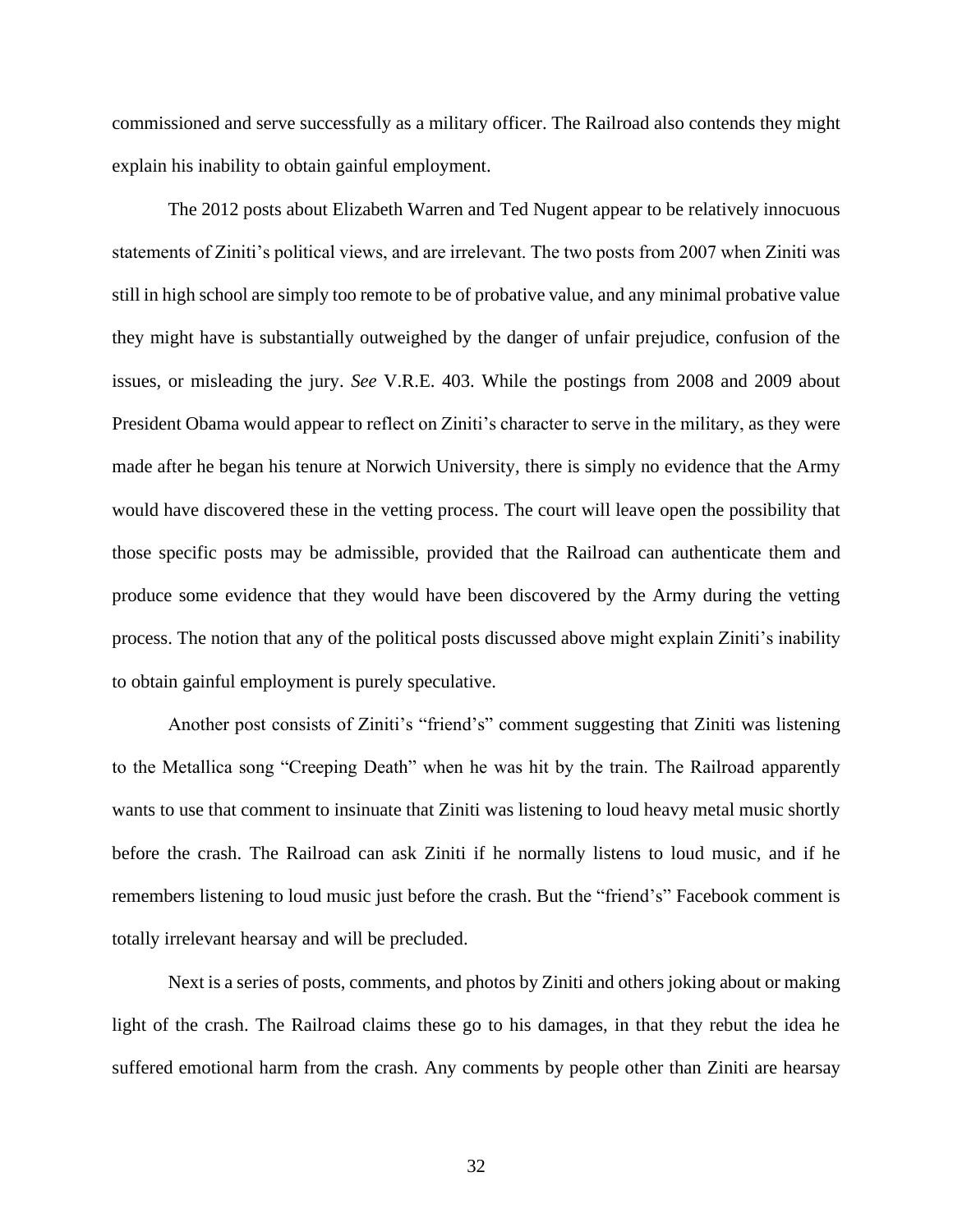commissioned and serve successfully as a military officer. The Railroad also contends they might explain his inability to obtain gainful employment.

The 2012 posts about Elizabeth Warren and Ted Nugent appear to be relatively innocuous statements of Ziniti's political views, and are irrelevant. The two posts from 2007 when Ziniti was still in high school are simply too remote to be of probative value, and any minimal probative value they might have is substantially outweighed by the danger of unfair prejudice, confusion of the issues, or misleading the jury. *See* V.R.E. 403. While the postings from 2008 and 2009 about President Obama would appear to reflect on Ziniti's character to serve in the military, as they were made after he began his tenure at Norwich University, there is simply no evidence that the Army would have discovered these in the vetting process. The court will leave open the possibility that those specific posts may be admissible, provided that the Railroad can authenticate them and produce some evidence that they would have been discovered by the Army during the vetting process. The notion that any of the political posts discussed above might explain Ziniti's inability to obtain gainful employment is purely speculative.

Another post consists of Ziniti's "friend's" comment suggesting that Ziniti was listening to the Metallica song "Creeping Death" when he was hit by the train. The Railroad apparently wants to use that comment to insinuate that Ziniti was listening to loud heavy metal music shortly before the crash. The Railroad can ask Ziniti if he normally listens to loud music, and if he remembers listening to loud music just before the crash. But the "friend's" Facebook comment is totally irrelevant hearsay and will be precluded.

Next is a series of posts, comments, and photos by Ziniti and others joking about or making light of the crash. The Railroad claims these go to his damages, in that they rebut the idea he suffered emotional harm from the crash. Any comments by people other than Ziniti are hearsay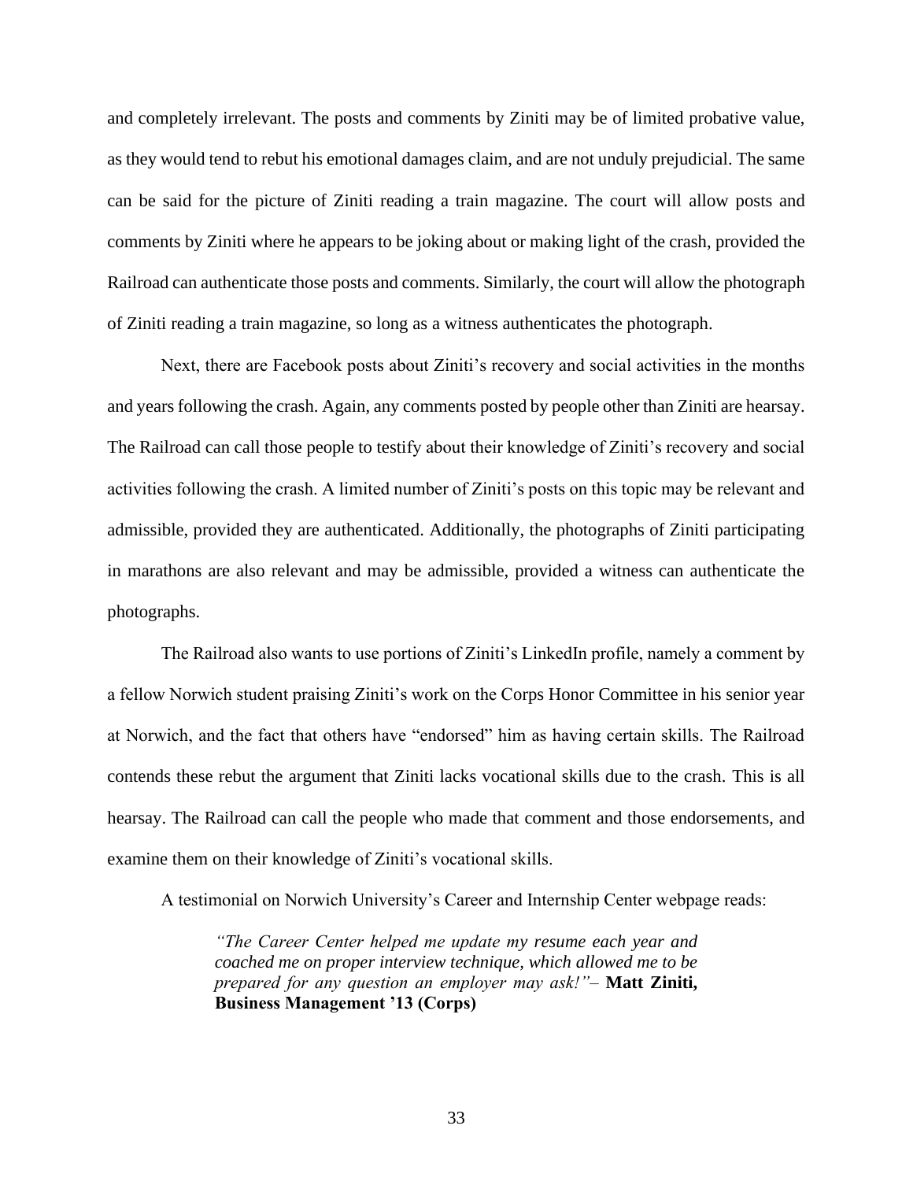and completely irrelevant. The posts and comments by Ziniti may be of limited probative value, as they would tend to rebut his emotional damages claim, and are not unduly prejudicial. The same can be said for the picture of Ziniti reading a train magazine. The court will allow posts and comments by Ziniti where he appears to be joking about or making light of the crash, provided the Railroad can authenticate those posts and comments. Similarly, the court will allow the photograph of Ziniti reading a train magazine, so long as a witness authenticates the photograph.

Next, there are Facebook posts about Ziniti's recovery and social activities in the months and years following the crash. Again, any comments posted by people other than Ziniti are hearsay. The Railroad can call those people to testify about their knowledge of Ziniti's recovery and social activities following the crash. A limited number of Ziniti's posts on this topic may be relevant and admissible, provided they are authenticated. Additionally, the photographs of Ziniti participating in marathons are also relevant and may be admissible, provided a witness can authenticate the photographs.

The Railroad also wants to use portions of Ziniti's LinkedIn profile, namely a comment by a fellow Norwich student praising Ziniti's work on the Corps Honor Committee in his senior year at Norwich, and the fact that others have "endorsed" him as having certain skills. The Railroad contends these rebut the argument that Ziniti lacks vocational skills due to the crash. This is all hearsay. The Railroad can call the people who made that comment and those endorsements, and examine them on their knowledge of Ziniti's vocational skills.

A testimonial on Norwich University's Career and Internship Center webpage reads:

> *"The Career Center helped me update my resume each year and coached me on proper interview technique, which allowed me to be prepared for any question an employer may ask!"*– **Matt Ziniti, Business Management '13 (Corps)**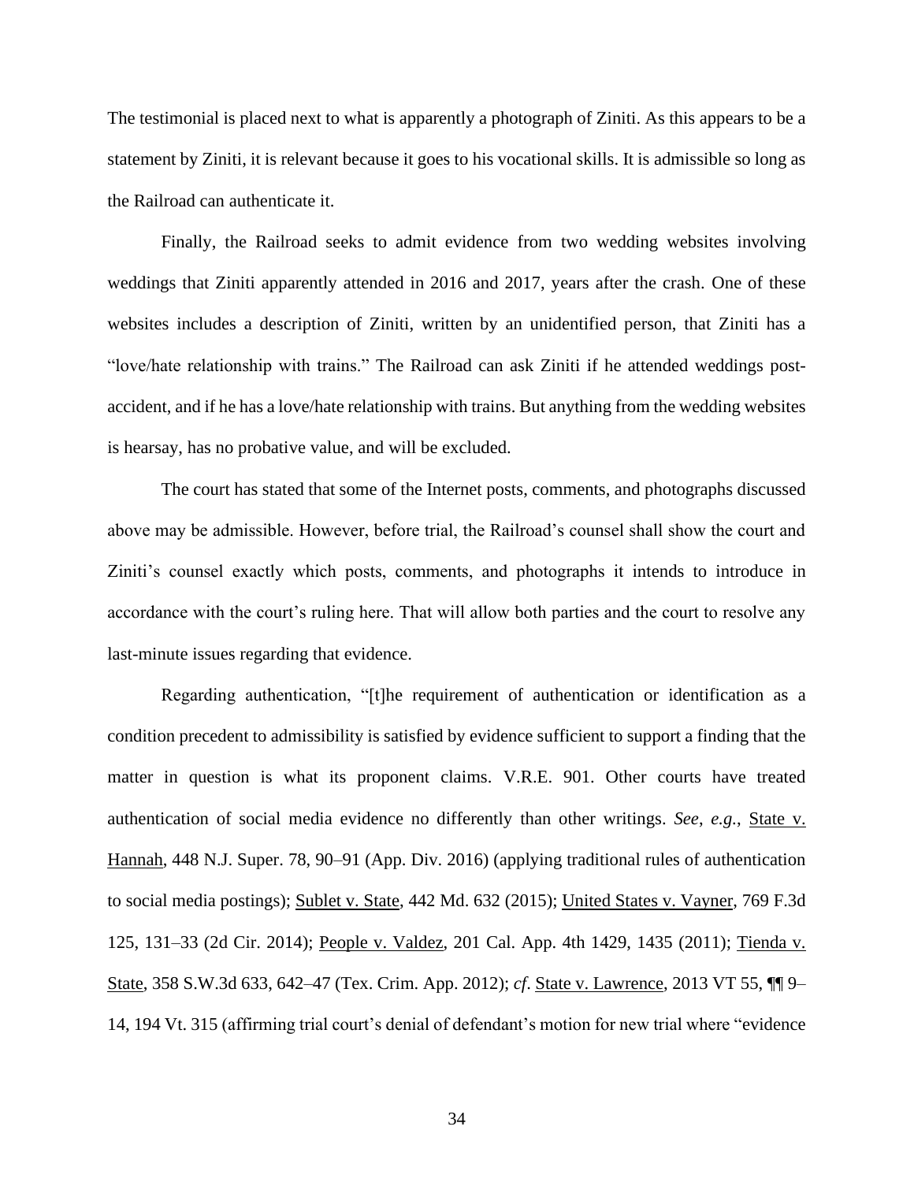The testimonial is placed next to what is apparently a photograph of Ziniti. As this appears to be a statement by Ziniti, it is relevant because it goes to his vocational skills. It is admissible so long as the Railroad can authenticate it.

Finally, the Railroad seeks to admit evidence from two wedding websites involving weddings that Ziniti apparently attended in 2016 and 2017, years after the crash. One of these websites includes a description of Ziniti, written by an unidentified person, that Ziniti has a "love/hate relationship with trains." The Railroad can ask Ziniti if he attended weddings post-accident, and if he has a love/hate relationship with trains. But anything from the wedding websites is hearsay, has no probative value, and will be excluded.

The court has stated that some of the Internet posts, comments, and photographs discussed above may be admissible. However, before trial, the Railroad's counsel shall show the court and Ziniti's counsel exactly which posts, comments, and photographs it intends to introduce in accordance with the court's ruling here. That will allow both parties and the court to resolve any last-minute issues regarding that evidence.

Regarding authentication, "[t]he requirement of authentication or identification as a condition precedent to admissibility is satisfied by evidence sufficient to support a finding that the matter in question is what its proponent claims. V.R.E. 901. Other courts have treated authentication of social media evidence no differently than other writings. *See*, *e.g.*, State v. Hannah, 448 N.J. Super. 78, 90–91 (App. Div. 2016) (applying traditional rules of authentication to social media postings); Sublet v. State, 442 Md. 632 (2015); United States v. Vayner, 769 F.3d 125, 131–33 (2d Cir. 2014); People v. Valdez, 201 Cal. App. 4th 1429, 1435 (2011); Tienda v. State, 358 S.W.3d 633, 642–47 (Tex. Crim. App. 2012); *cf*. State v. Lawrence, 2013 VT 55, ¶¶ 9–14, 194 Vt. 315 (affirming trial court's denial of defendant's motion for new trial where "evidence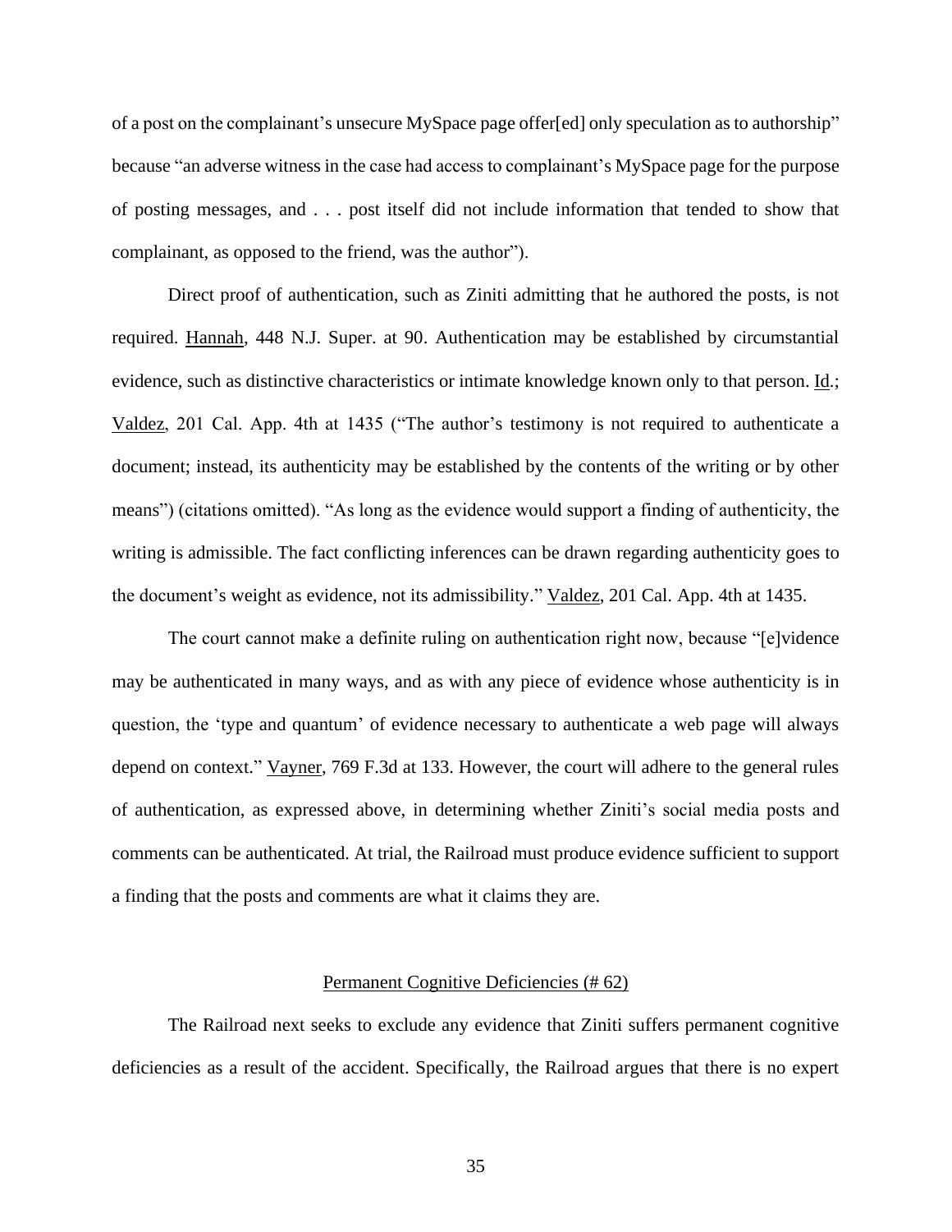of a post on the complainant's unsecure MySpace page offer[ed] only speculation as to authorship" because "an adverse witness in the case had access to complainant's MySpace page for the purpose of posting messages, and . . . post itself did not include information that tended to show that complainant, as opposed to the friend, was the author").

Direct proof of authentication, such as Ziniti admitting that he authored the posts, is not required. Hannah, 448 N.J. Super. at 90. Authentication may be established by circumstantial evidence, such as distinctive characteristics or intimate knowledge known only to that person. Id.; Valdez, 201 Cal. App. 4th at 1435 ("The author's testimony is not required to authenticate a document; instead, its authenticity may be established by the contents of the writing or by other means") (citations omitted). "As long as the evidence would support a finding of authenticity, the writing is admissible. The fact conflicting inferences can be drawn regarding authenticity goes to the document's weight as evidence, not its admissibility." Valdez, 201 Cal. App. 4th at 1435.

The court cannot make a definite ruling on authentication right now, because "[e]vidence may be authenticated in many ways, and as with any piece of evidence whose authenticity is in question, the 'type and quantum' of evidence necessary to authenticate a web page will always depend on context." Vayner, 769 F.3d at 133. However, the court will adhere to the general rules of authentication, as expressed above, in determining whether Ziniti's social media posts and comments can be authenticated. At trial, the Railroad must produce evidence sufficient to support a finding that the posts and comments are what it claims they are.

## Permanent Cognitive Deficiencies (# 62)

The Railroad next seeks to exclude any evidence that Ziniti suffers permanent cognitive deficiencies as a result of the accident. Specifically, the Railroad argues that there is no expert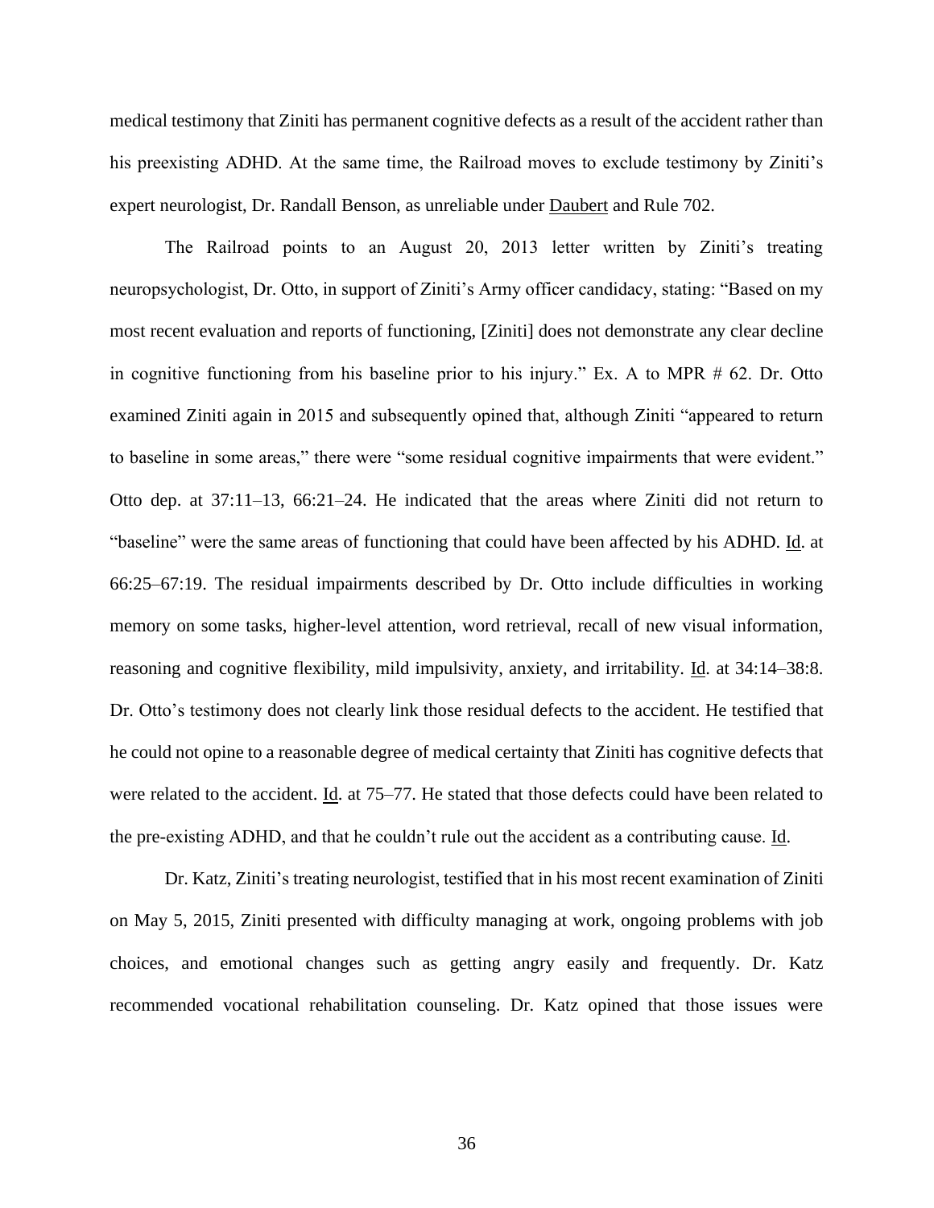medical testimony that Ziniti has permanent cognitive defects as a result of the accident rather than his preexisting ADHD. At the same time, the Railroad moves to exclude testimony by Ziniti's expert neurologist, Dr. Randall Benson, as unreliable under Daubert and Rule 702.

The Railroad points to an August 20, 2013 letter written by Ziniti's treating neuropsychologist, Dr. Otto, in support of Ziniti's Army officer candidacy, stating: "Based on my most recent evaluation and reports of functioning, [Ziniti] does not demonstrate any clear decline in cognitive functioning from his baseline prior to his injury." Ex. A to MPR # 62. Dr. Otto examined Ziniti again in 2015 and subsequently opined that, although Ziniti "appeared to return to baseline in some areas," there were "some residual cognitive impairments that were evident." Otto dep. at 37:11–13, 66:21–24. He indicated that the areas where Ziniti did not return to "baseline" were the same areas of functioning that could have been affected by his ADHD. Id. at 66:25–67:19. The residual impairments described by Dr. Otto include difficulties in working memory on some tasks, higher-level attention, word retrieval, recall of new visual information, reasoning and cognitive flexibility, mild impulsivity, anxiety, and irritability. Id. at 34:14–38:8. Dr. Otto's testimony does not clearly link those residual defects to the accident. He testified that he could not opine to a reasonable degree of medical certainty that Ziniti has cognitive defects that were related to the accident. Id. at 75–77. He stated that those defects could have been related to the pre-existing ADHD, and that he couldn't rule out the accident as a contributing cause. Id.

Dr. Katz, Ziniti's treating neurologist, testified that in his most recent examination of Ziniti on May 5, 2015, Ziniti presented with difficulty managing at work, ongoing problems with job choices, and emotional changes such as getting angry easily and frequently. Dr. Katz recommended vocational rehabilitation counseling. Dr. Katz opined that those issues were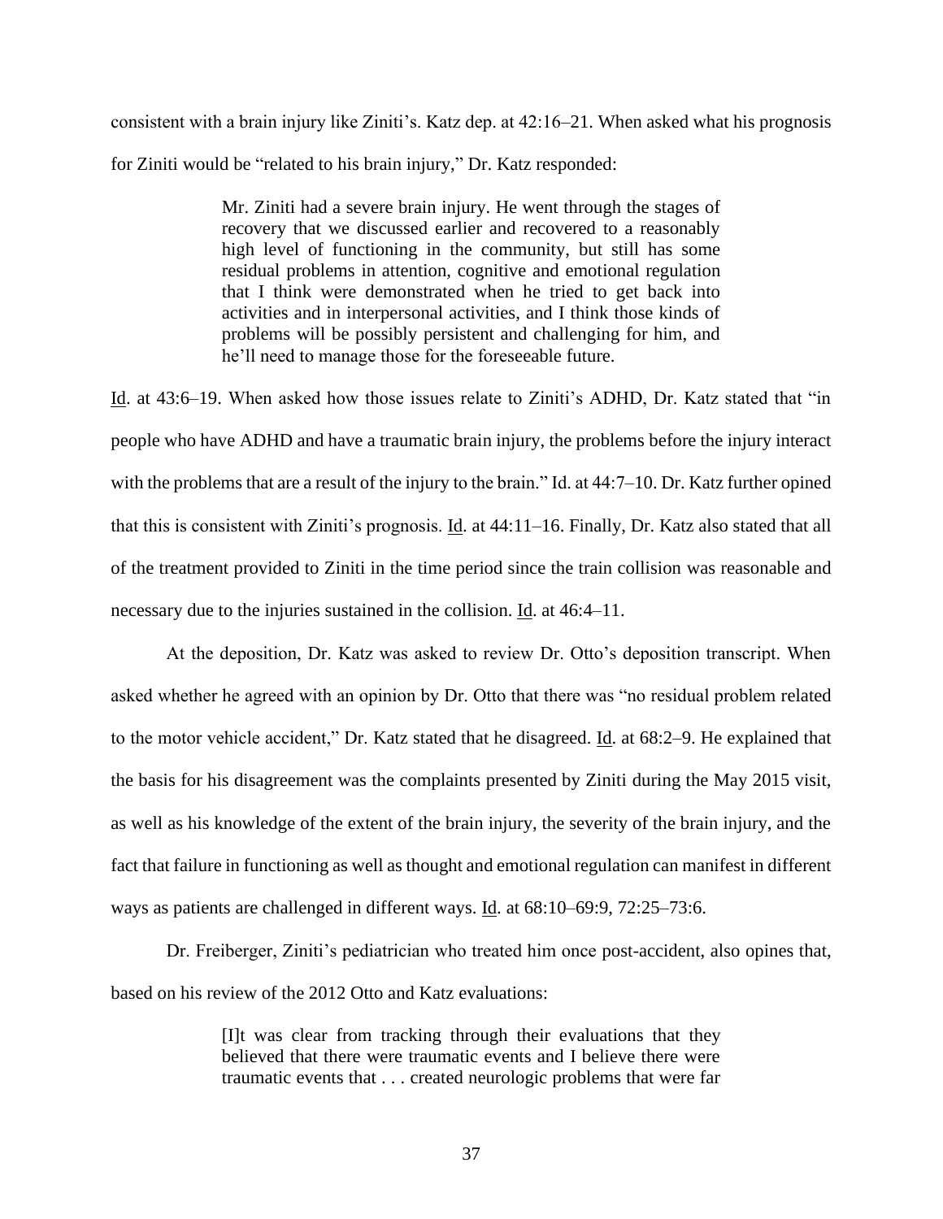consistent with a brain injury like Ziniti's. Katz dep. at 42:16–21. When asked what his prognosis for Ziniti would be "related to his brain injury," Dr. Katz responded:

> Mr. Ziniti had a severe brain injury. He went through the stages of recovery that we discussed earlier and recovered to a reasonably high level of functioning in the community, but still has some residual problems in attention, cognitive and emotional regulation that I think were demonstrated when he tried to get back into activities and in interpersonal activities, and I think those kinds of problems will be possibly persistent and challenging for him, and he'll need to manage those for the foreseeable future.

Id. at 43:6–19. When asked how those issues relate to Ziniti's ADHD, Dr. Katz stated that "in people who have ADHD and have a traumatic brain injury, the problems before the injury interact with the problems that are a result of the injury to the brain." Id. at 44:7–10. Dr. Katz further opined that this is consistent with Ziniti's prognosis. Id. at 44:11–16. Finally, Dr. Katz also stated that all of the treatment provided to Ziniti in the time period since the train collision was reasonable and necessary due to the injuries sustained in the collision. Id. at 46:4–11.

At the deposition, Dr. Katz was asked to review Dr. Otto's deposition transcript. When asked whether he agreed with an opinion by Dr. Otto that there was "no residual problem related to the motor vehicle accident," Dr. Katz stated that he disagreed. Id. at 68:2–9. He explained that the basis for his disagreement was the complaints presented by Ziniti during the May 2015 visit, as well as his knowledge of the extent of the brain injury, the severity of the brain injury, and the fact that failure in functioning as well as thought and emotional regulation can manifest in different ways as patients are challenged in different ways. Id. at 68:10–69:9, 72:25–73:6.

Dr. Freiberger, Ziniti's pediatrician who treated him once post-accident, also opines that, based on his review of the 2012 Otto and Katz evaluations:

> [I]t was clear from tracking through their evaluations that they believed that there were traumatic events and I believe there were traumatic events that . . . created neurologic problems that were far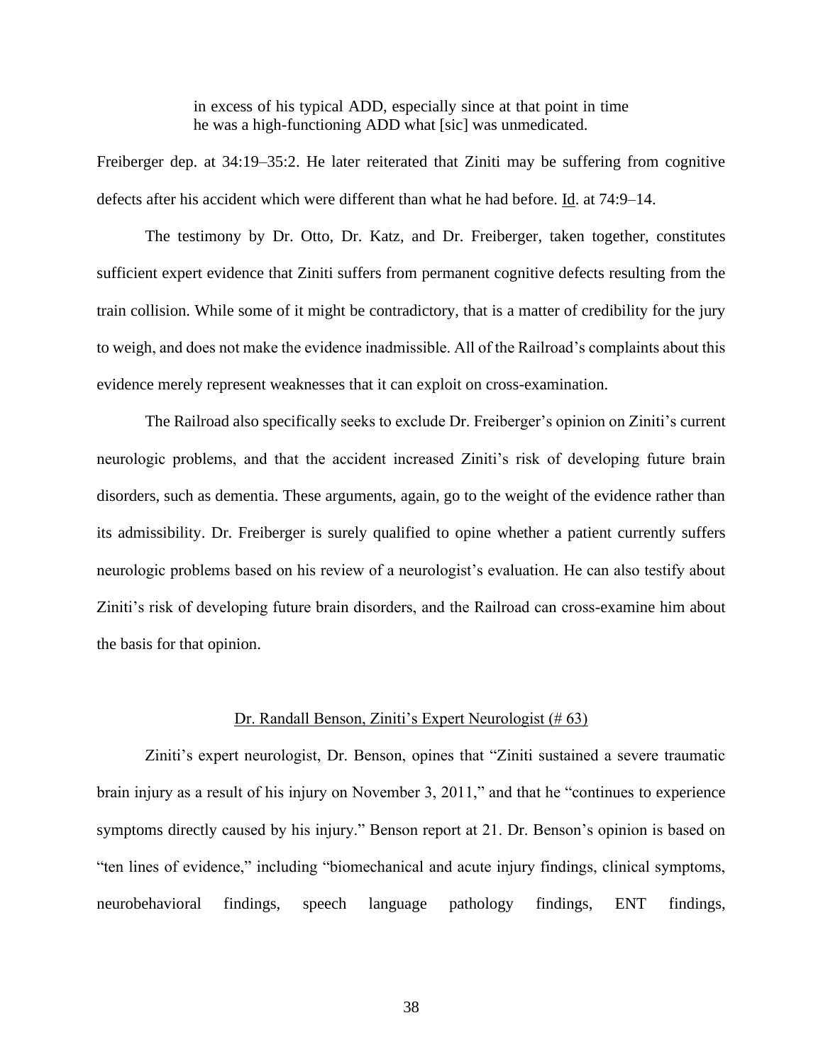> in excess of his typical ADD, especially since at that point in time he was a high-functioning ADD what [sic] was unmedicated.

Freiberger dep. at 34:19–35:2. He later reiterated that Ziniti may be suffering from cognitive defects after his accident which were different than what he had before. Id. at 74:9–14.

The testimony by Dr. Otto, Dr. Katz, and Dr. Freiberger, taken together, constitutes sufficient expert evidence that Ziniti suffers from permanent cognitive defects resulting from the train collision. While some of it might be contradictory, that is a matter of credibility for the jury to weigh, and does not make the evidence inadmissible. All of the Railroad's complaints about this evidence merely represent weaknesses that it can exploit on cross-examination.

The Railroad also specifically seeks to exclude Dr. Freiberger's opinion on Ziniti's current neurologic problems, and that the accident increased Ziniti's risk of developing future brain disorders, such as dementia. These arguments, again, go to the weight of the evidence rather than its admissibility. Dr. Freiberger is surely qualified to opine whether a patient currently suffers neurologic problems based on his review of a neurologist's evaluation. He can also testify about Ziniti's risk of developing future brain disorders, and the Railroad can cross-examine him about the basis for that opinion.

## Dr. Randall Benson, Ziniti's Expert Neurologist (# 63)

Ziniti's expert neurologist, Dr. Benson, opines that "Ziniti sustained a severe traumatic brain injury as a result of his injury on November 3, 2011," and that he "continues to experience symptoms directly caused by his injury." Benson report at 21. Dr. Benson's opinion is based on "ten lines of evidence," including "biomechanical and acute injury findings, clinical symptoms, neurobehavioral findings, speech language pathology findings, ENT findings,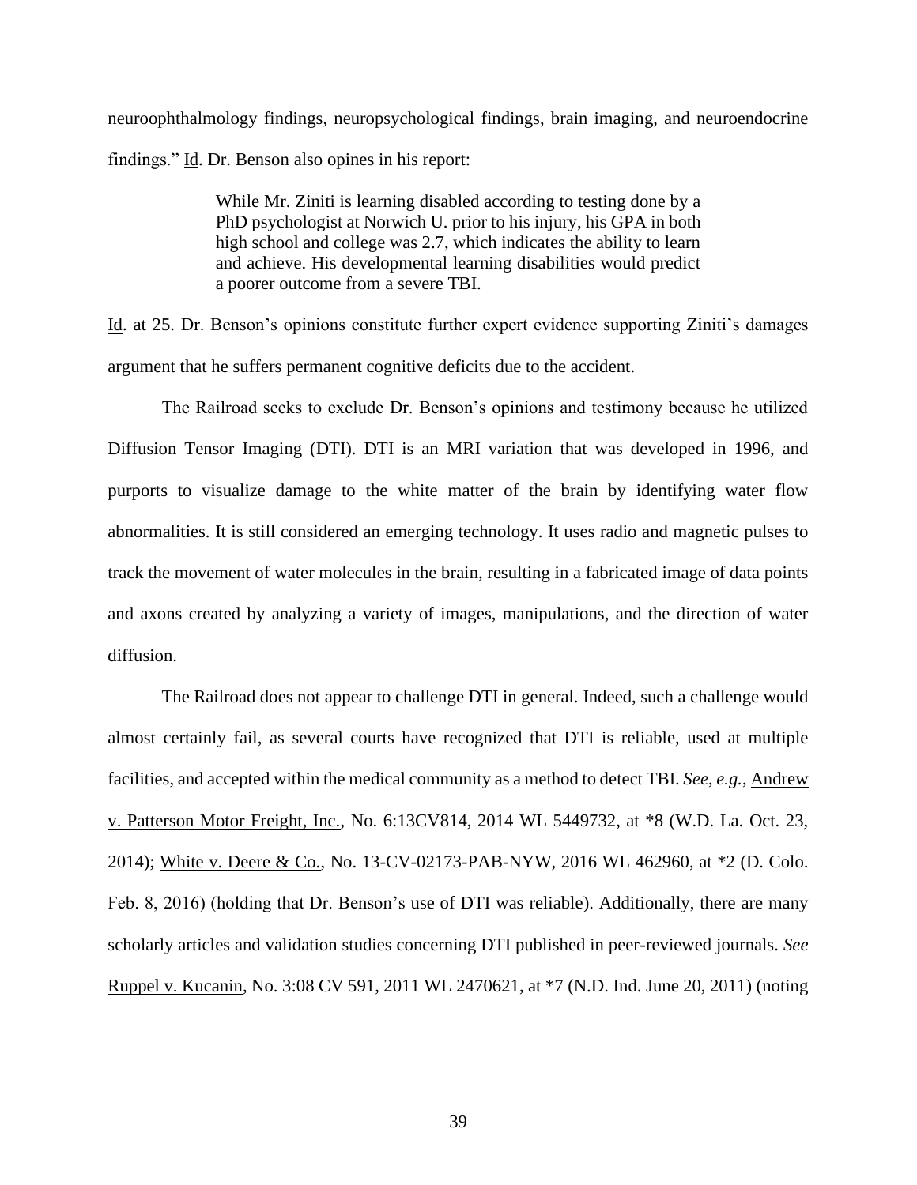neuroophthalmology findings, neuropsychological findings, brain imaging, and neuroendocrine findings." Id. Dr. Benson also opines in his report:

> While Mr. Ziniti is learning disabled according to testing done by a PhD psychologist at Norwich U. prior to his injury, his GPA in both high school and college was 2.7, which indicates the ability to learn and achieve. His developmental learning disabilities would predict a poorer outcome from a severe TBI.

Id. at 25. Dr. Benson's opinions constitute further expert evidence supporting Ziniti's damages argument that he suffers permanent cognitive deficits due to the accident.

The Railroad seeks to exclude Dr. Benson's opinions and testimony because he utilized Diffusion Tensor Imaging (DTI). DTI is an MRI variation that was developed in 1996, and purports to visualize damage to the white matter of the brain by identifying water flow abnormalities. It is still considered an emerging technology. It uses radio and magnetic pulses to track the movement of water molecules in the brain, resulting in a fabricated image of data points and axons created by analyzing a variety of images, manipulations, and the direction of water diffusion.

The Railroad does not appear to challenge DTI in general. Indeed, such a challenge would almost certainly fail, as several courts have recognized that DTI is reliable, used at multiple facilities, and accepted within the medical community as a method to detect TBI. *See, e.g.*, Andrew v. Patterson Motor Freight, Inc., No. 6:13CV814, 2014 WL 5449732, at *8 (W.D. La. Oct. 23, 2014); White v. Deere & Co., No. 13-CV-02173-PAB-NYW, 2016 WL 462960, at *2 (D. Colo. Feb. 8, 2016) (holding that Dr. Benson's use of DTI was reliable). Additionally, there are many scholarly articles and validation studies concerning DTI published in peer-reviewed journals. *See* Ruppel v. Kucanin, No. 3:08 CV 591, 2011 WL 2470621, at *7 (N.D. Ind. June 20, 2011) (noting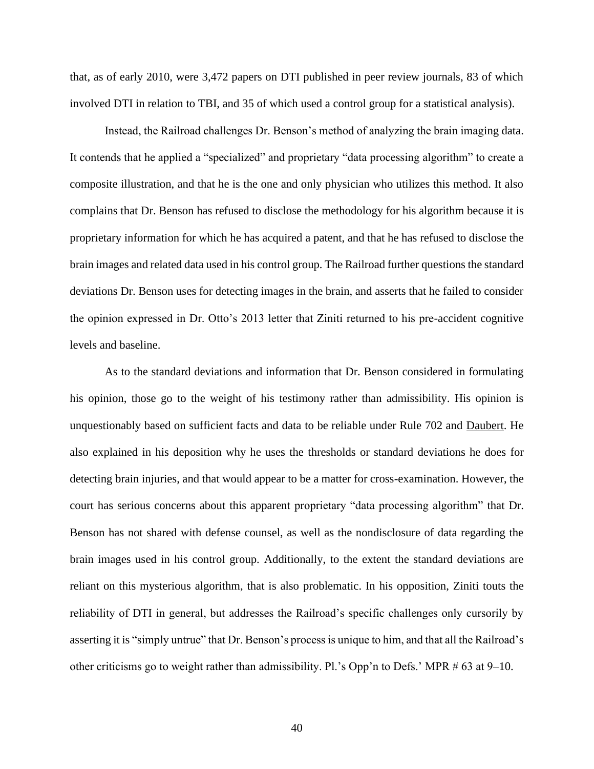that, as of early 2010, were 3,472 papers on DTI published in peer review journals, 83 of which involved DTI in relation to TBI, and 35 of which used a control group for a statistical analysis).

Instead, the Railroad challenges Dr. Benson's method of analyzing the brain imaging data. It contends that he applied a "specialized" and proprietary "data processing algorithm" to create a composite illustration, and that he is the one and only physician who utilizes this method. It also complains that Dr. Benson has refused to disclose the methodology for his algorithm because it is proprietary information for which he has acquired a patent, and that he has refused to disclose the brain images and related data used in his control group. The Railroad further questions the standard deviations Dr. Benson uses for detecting images in the brain, and asserts that he failed to consider the opinion expressed in Dr. Otto's 2013 letter that Ziniti returned to his pre-accident cognitive levels and baseline.

As to the standard deviations and information that Dr. Benson considered in formulating his opinion, those go to the weight of his testimony rather than admissibility. His opinion is unquestionably based on sufficient facts and data to be reliable under Rule 702 and Daubert. He also explained in his deposition why he uses the thresholds or standard deviations he does for detecting brain injuries, and that would appear to be a matter for cross-examination. However, the court has serious concerns about this apparent proprietary "data processing algorithm" that Dr. Benson has not shared with defense counsel, as well as the nondisclosure of data regarding the brain images used in his control group. Additionally, to the extent the standard deviations are reliant on this mysterious algorithm, that is also problematic. In his opposition, Ziniti touts the reliability of DTI in general, but addresses the Railroad's specific challenges only cursorily by asserting it is "simply untrue" that Dr. Benson's process is unique to him, and that all the Railroad's other criticisms go to weight rather than admissibility. Pl.'s Opp'n to Defs.' MPR # 63 at 9–10.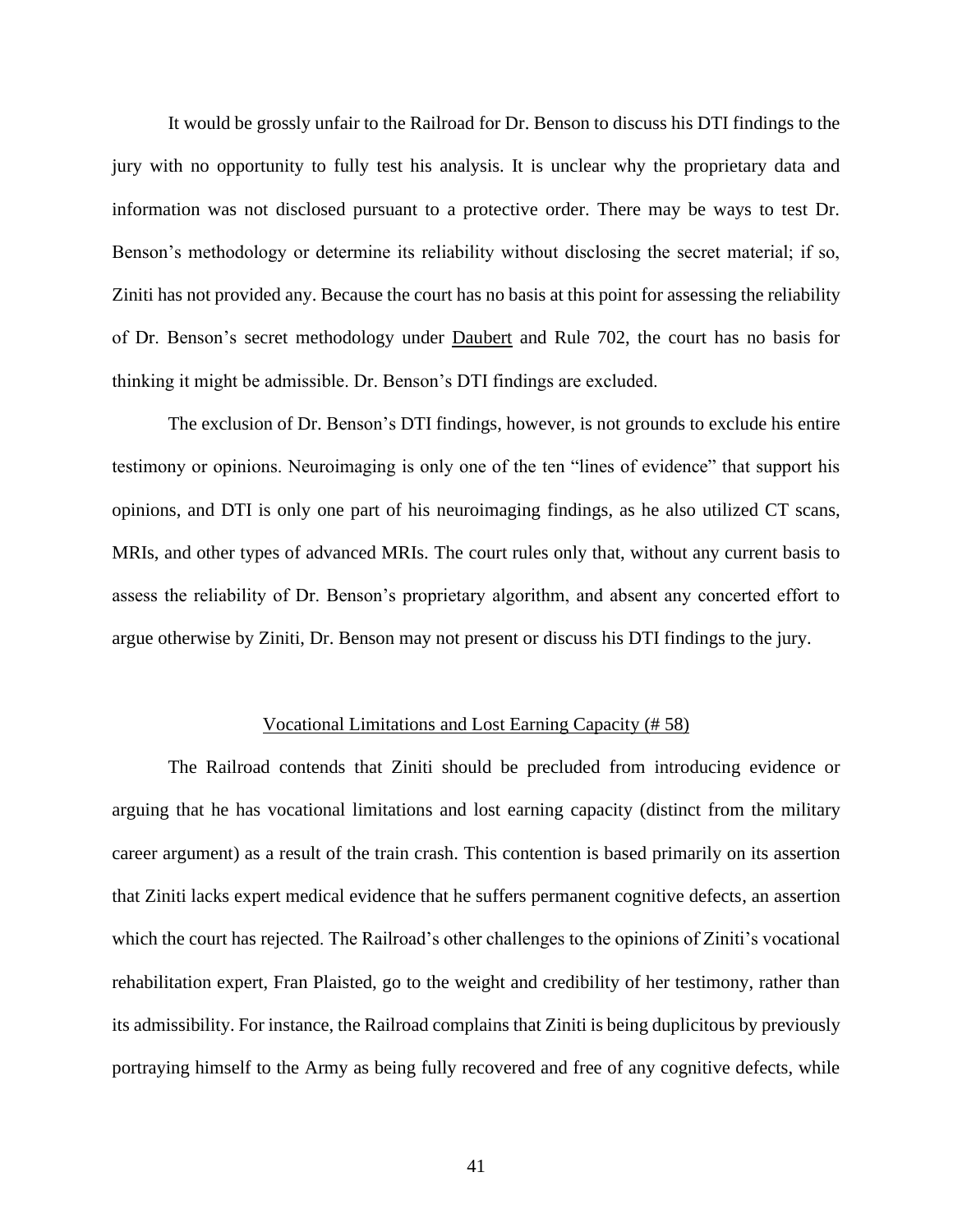It would be grossly unfair to the Railroad for Dr. Benson to discuss his DTI findings to the jury with no opportunity to fully test his analysis. It is unclear why the proprietary data and information was not disclosed pursuant to a protective order. There may be ways to test Dr. Benson's methodology or determine its reliability without disclosing the secret material; if so, Ziniti has not provided any. Because the court has no basis at this point for assessing the reliability of Dr. Benson's secret methodology under Daubert and Rule 702, the court has no basis for thinking it might be admissible. Dr. Benson's DTI findings are excluded.

The exclusion of Dr. Benson's DTI findings, however, is not grounds to exclude his entire testimony or opinions. Neuroimaging is only one of the ten "lines of evidence" that support his opinions, and DTI is only one part of his neuroimaging findings, as he also utilized CT scans, MRIs, and other types of advanced MRIs. The court rules only that, without any current basis to assess the reliability of Dr. Benson's proprietary algorithm, and absent any concerted effort to argue otherwise by Ziniti, Dr. Benson may not present or discuss his DTI findings to the jury.

## Vocational Limitations and Lost Earning Capacity (# 58)

The Railroad contends that Ziniti should be precluded from introducing evidence or arguing that he has vocational limitations and lost earning capacity (distinct from the military career argument) as a result of the train crash. This contention is based primarily on its assertion that Ziniti lacks expert medical evidence that he suffers permanent cognitive defects, an assertion which the court has rejected. The Railroad's other challenges to the opinions of Ziniti's vocational rehabilitation expert, Fran Plaisted, go to the weight and credibility of her testimony, rather than its admissibility. For instance, the Railroad complains that Ziniti is being duplicitous by previously portraying himself to the Army as being fully recovered and free of any cognitive defects, while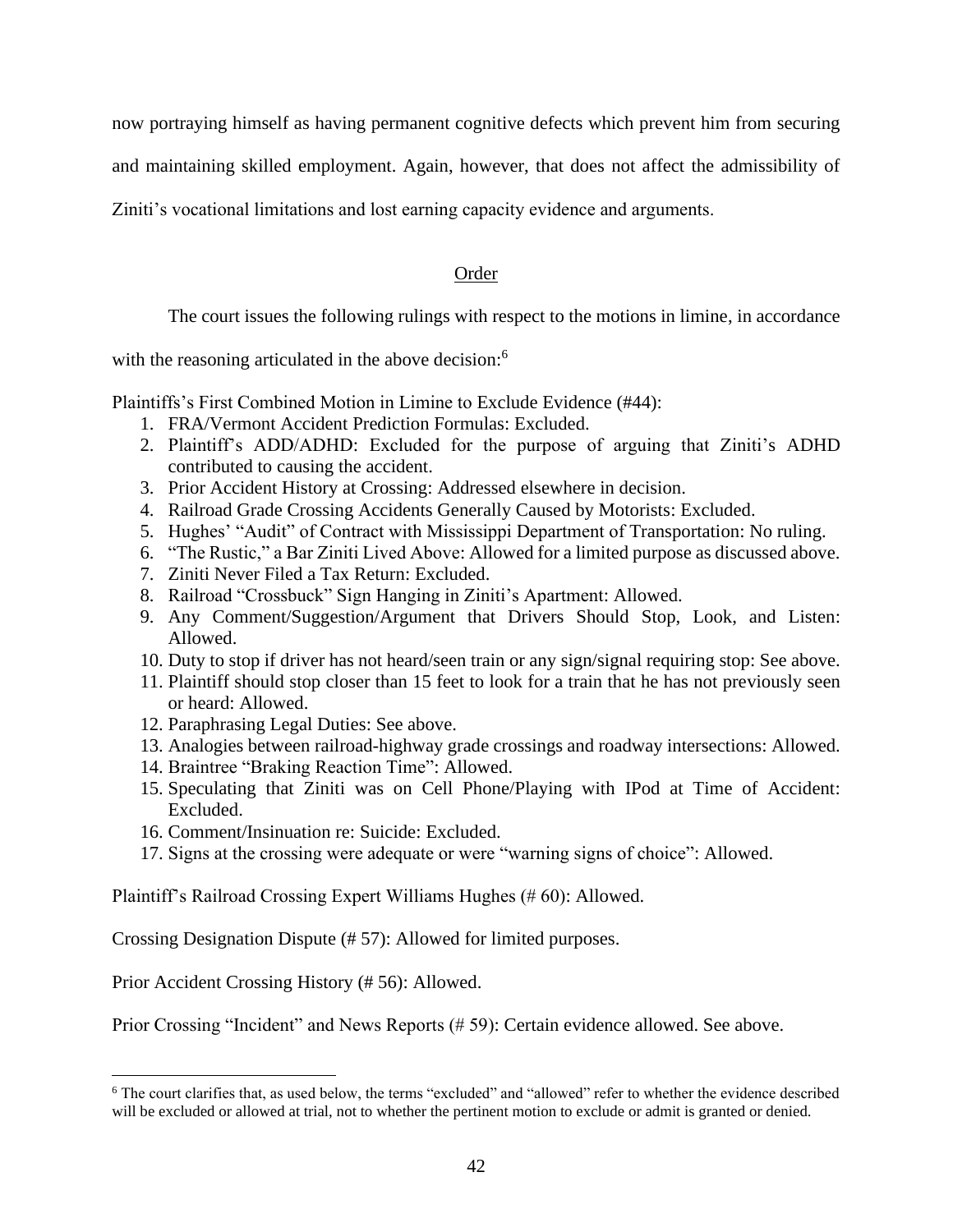now portraying himself as having permanent cognitive defects which prevent him from securing and maintaining skilled employment. Again, however, that does not affect the admissibility of Ziniti's vocational limitations and lost earning capacity evidence and arguments.

## Order

The court issues the following rulings with respect to the motions in limine, in accordance with the reasoning articulated in the above decision:[6]

Plaintiffs's First Combined Motion in Limine to Exclude Evidence (#44):

1. FRA/Vermont Accident Prediction Formulas: Excluded.
2. Plaintiff's ADD/ADHD: Excluded for the purpose of arguing that Ziniti's ADHD contributed to causing the accident.
3. Prior Accident History at Crossing: Addressed elsewhere in decision.
4. Railroad Grade Crossing Accidents Generally Caused by Motorists: Excluded.
5. Hughes' "Audit" of Contract with Mississippi Department of Transportation: No ruling.
6. "The Rustic," a Bar Ziniti Lived Above: Allowed for a limited purpose as discussed above.
7. Ziniti Never Filed a Tax Return: Excluded.
8. Railroad "Crossbuck" Sign Hanging in Ziniti's Apartment: Allowed.
9. Any Comment/Suggestion/Argument that Drivers Should Stop, Look, and Listen: Allowed.
10. Duty to stop if driver has not heard/seen train or any sign/signal requiring stop: See above.
11. Plaintiff should stop closer than 15 feet to look for a train that he has not previously seen or heard: Allowed.
12. Paraphrasing Legal Duties: See above.
13. Analogies between railroad-highway grade crossings and roadway intersections: Allowed.
14. Braintree "Braking Reaction Time": Allowed.
15. Speculating that Ziniti was on Cell Phone/Playing with IPod at Time of Accident: Excluded.
16. Comment/Insinuation re: Suicide: Excluded.
17. Signs at the crossing were adequate or were "warning signs of choice": Allowed.

Plaintiff's Railroad Crossing Expert Williams Hughes (# 60): Allowed.

Crossing Designation Dispute (# 57): Allowed for limited purposes.

Prior Accident Crossing History (# 56): Allowed.

Prior Crossing "Incident" and News Reports (# 59): Certain evidence allowed. See above.

[6] The court clarifies that, as used below, the terms "excluded" and "allowed" refer to whether the evidence described will be excluded or allowed at trial, not to whether the pertinent motion to exclude or admit is granted or denied.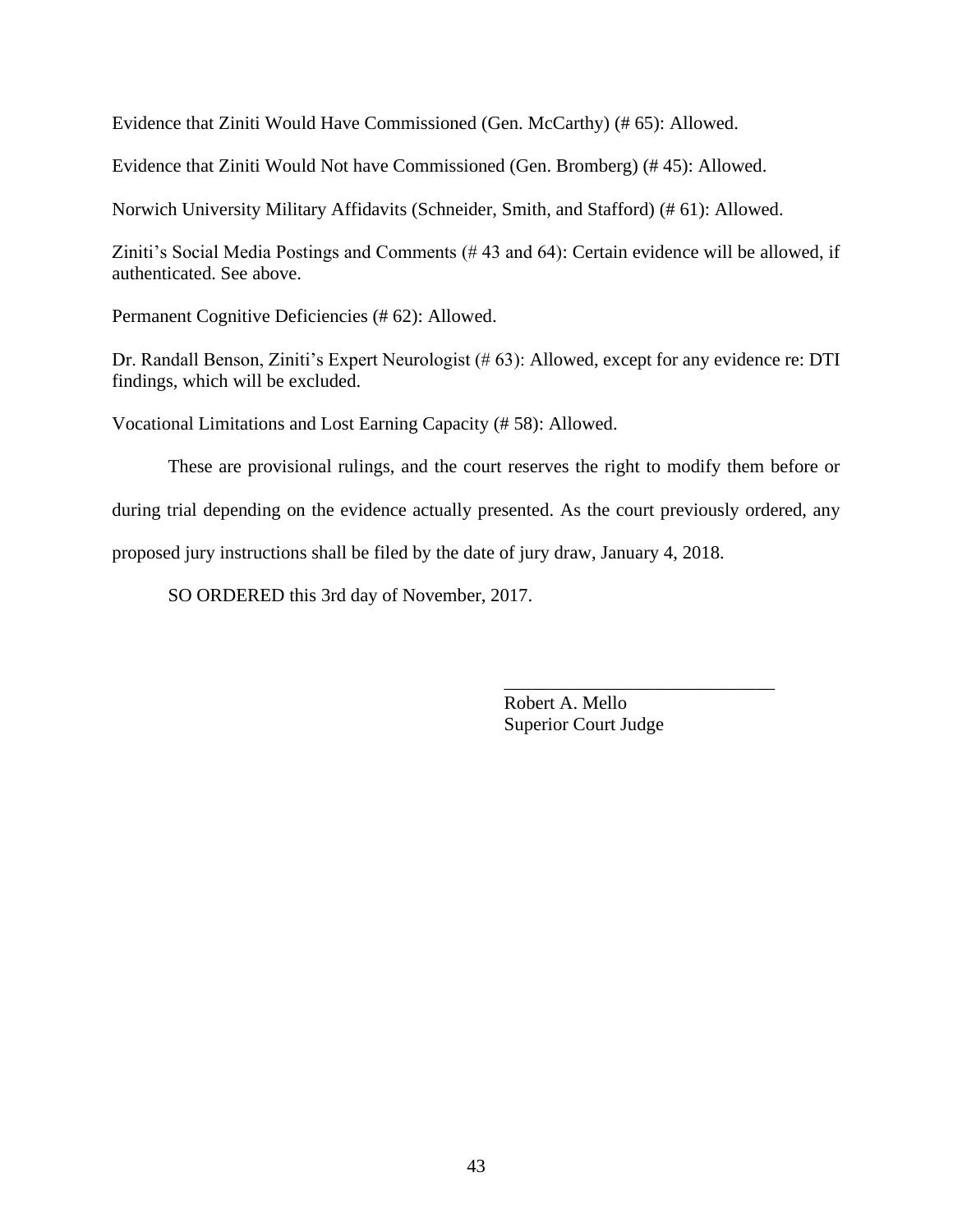Evidence that Ziniti Would Have Commissioned (Gen. McCarthy) (# 65): Allowed.

Evidence that Ziniti Would Not have Commissioned (Gen. Bromberg) (# 45): Allowed.

Norwich University Military Affidavits (Schneider, Smith, and Stafford) (# 61): Allowed.

Ziniti's Social Media Postings and Comments (# 43 and 64): Certain evidence will be allowed, if authenticated. See above.

Permanent Cognitive Deficiencies (# 62): Allowed.

Dr. Randall Benson, Ziniti's Expert Neurologist (# 63): Allowed, except for any evidence re: DTI findings, which will be excluded.

Vocational Limitations and Lost Earning Capacity (# 58): Allowed.

These are provisional rulings, and the court reserves the right to modify them before or during trial depending on the evidence actually presented. As the court previously ordered, any proposed jury instructions shall be filed by the date of jury draw, January 4, 2018.

SO ORDERED this 3rd day of November, 2017.

_____________________________

Robert A. Mello
Superior Court Judge